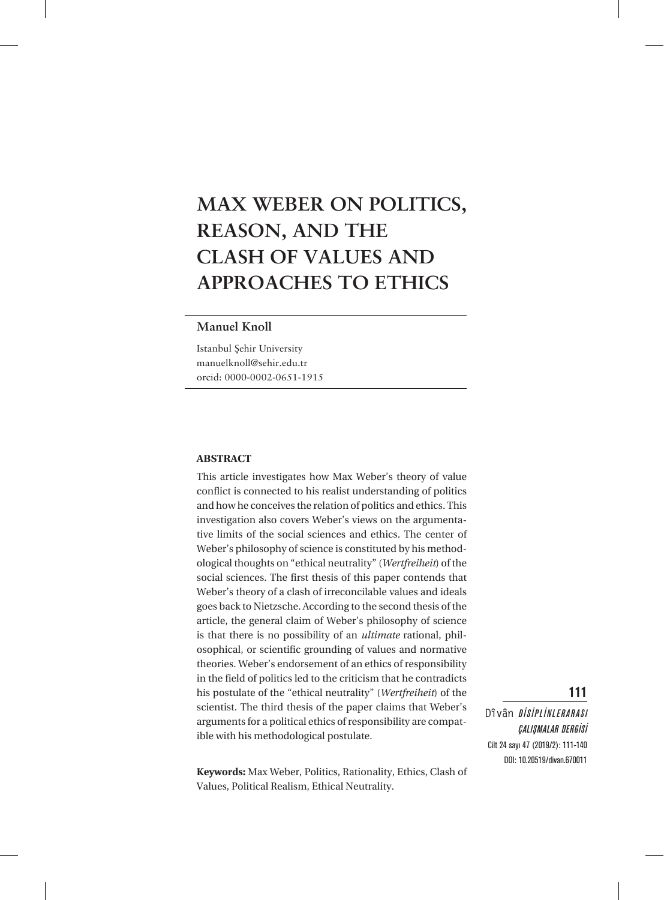# MAX WEBER ON POLITICS, REASON, AND THE CLASH OF VALUES AND APPROACHES TO ETHICS

**Manuel Knoll**

Istanbul Şehir University
manuelknoll@sehir.edu.tr
orcid: 0000-0002-0651-1915

**ABSTRACT**

This article investigates how Max Weber's theory of value conflict is connected to his realist understanding of politics and how he conceives the relation of politics and ethics. This investigation also covers Weber's views on the argumentative limits of the social sciences and ethics. The center of Weber's philosophy of science is constituted by his methodological thoughts on "ethical neutrality" (*Wertfreiheit*) of the social sciences. The first thesis of this paper contends that Weber's theory of a clash of irreconcilable values and ideals goes back to Nietzsche. According to the second thesis of the article, the general claim of Weber's philosophy of science is that there is no possibility of an *ultimate* rational, philosophical, or scientific grounding of values and normative theories. Weber's endorsement of an ethics of responsibility in the field of politics led to the criticism that he contradicts his postulate of the "ethical neutrality" (*Wertfreiheit*) of the scientist. The third thesis of the paper claims that Weber's arguments for a political ethics of responsibility are compatible with his methodological postulate.

**Keywords:** Max Weber, Politics, Rationality, Ethics, Clash of Values, Political Realism, Ethical Neutrality.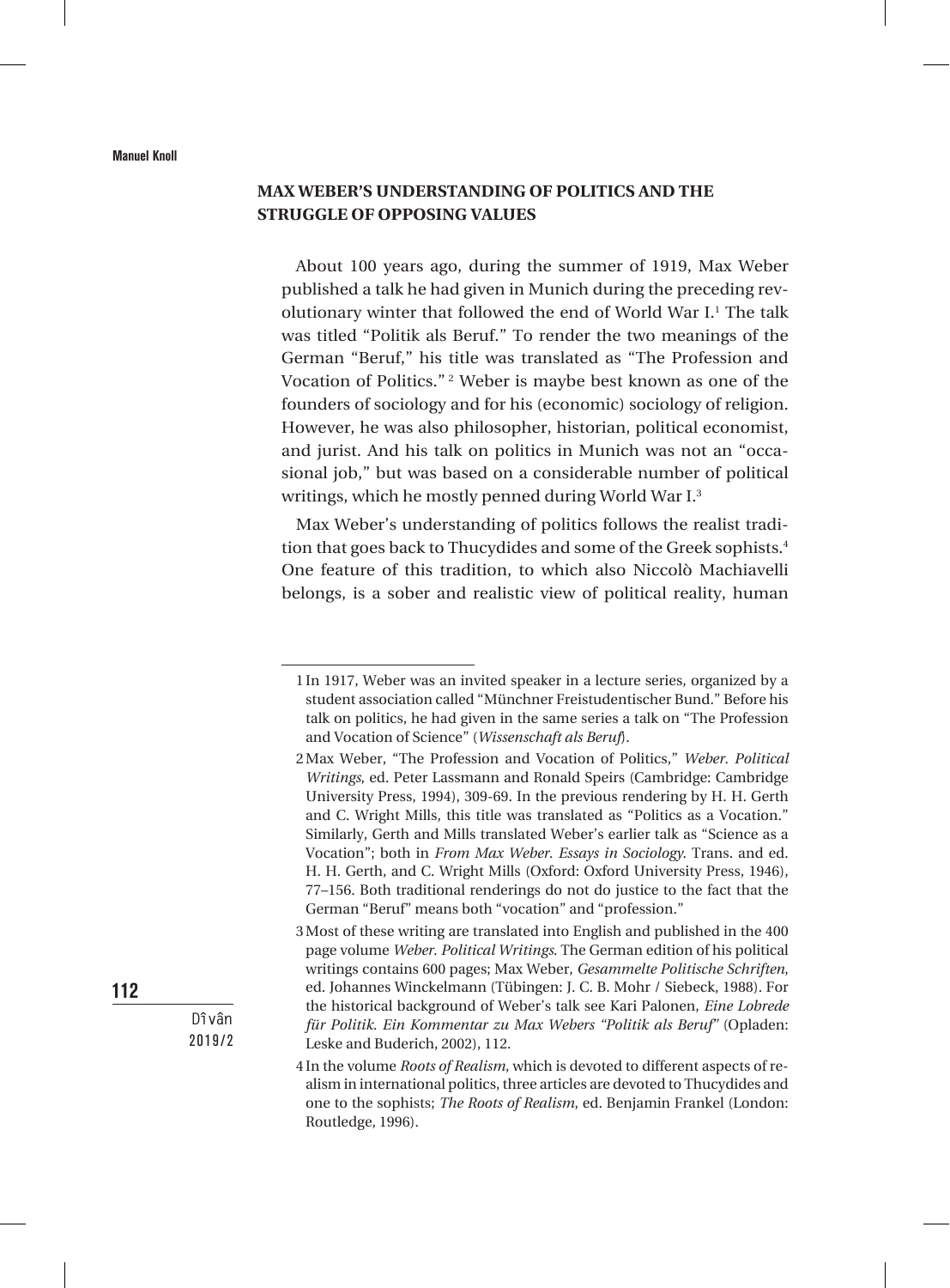## MAX WEBER'S UNDERSTANDING OF POLITICS AND THE STRUGGLE OF OPPOSING VALUES

About 100 years ago, during the summer of 1919, Max Weber published a talk he had given in Munich during the preceding revolutionary winter that followed the end of World War I.[1] The talk was titled "Politik als Beruf." To render the two meanings of the German "Beruf," his title was translated as "The Profession and Vocation of Politics."[2] Weber is maybe best known as one of the founders of sociology and for his (economic) sociology of religion. However, he was also philosopher, historian, political economist, and jurist. And his talk on politics in Munich was not an "occasional job," but was based on a considerable number of political writings, which he mostly penned during World War I.[3]

Max Weber's understanding of politics follows the realist tradition that goes back to Thucydides and some of the Greek sophists.[4] One feature of this tradition, to which also Niccolò Machiavelli belongs, is a sober and realistic view of political reality, human

---

1 In 1917, Weber was an invited speaker in a lecture series, organized by a student association called "Münchner Freistudentischer Bund." Before his talk on politics, he had given in the same series a talk on "The Profession and Vocation of Science" (*Wissenschaft als Beruf*).

2 Max Weber, "The Profession and Vocation of Politics," *Weber. Political Writings*, ed. Peter Lassmann and Ronald Speirs (Cambridge: Cambridge University Press, 1994), 309-69. In the previous rendering by H. H. Gerth and C. Wright Mills, this title was translated as "Politics as a Vocation." Similarly, Gerth and Mills translated Weber's earlier talk as "Science as a Vocation"; both in *From Max Weber. Essays in Sociology*. Trans. and ed. H. H. Gerth, and C. Wright Mills (Oxford: Oxford University Press, 1946), 77–156. Both traditional renderings do not do justice to the fact that the German "Beruf" means both "vocation" and "profession."

3 Most of these writing are translated into English and published in the 400 page volume *Weber. Political Writings*. The German edition of his political writings contains 600 pages; Max Weber, *Gesammelte Politische Schriften*, ed. Johannes Winckelmann (Tübingen: J. C. B. Mohr / Siebeck, 1988). For the historical background of Weber's talk see Kari Palonen, *Eine Lobrede für Politik. Ein Kommentar zu Max Webers "Politik als Beruf"* (Opladen: Leske and Buderich, 2002), 112.

4 In the volume *Roots of Realism*, which is devoted to different aspects of realism in international politics, three articles are devoted to Thucydides and one to the sophists; *The Roots of Realism*, ed. Benjamin Frankel (London: Routledge, 1996).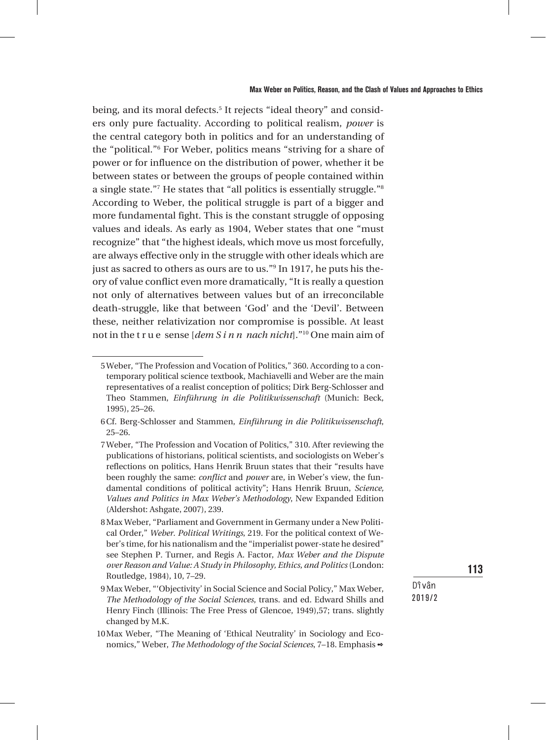being, and its moral defects.[5] It rejects "ideal theory" and considers only pure factuality. According to political realism, *power* is the central category both in politics and for an understanding of the "political."[6] For Weber, politics means "striving for a share of power or for influence on the distribution of power, whether it be between states or between the groups of people contained within a single state."[7] He states that "all politics is essentially struggle."[8] According to Weber, the political struggle is part of a bigger and more fundamental fight. This is the constant struggle of opposing values and ideals. As early as 1904, Weber states that one "must recognize" that "the highest ideals, which move us most forcefully, are always effective only in the struggle with other ideals which are just as sacred to others as ours are to us."[9] In 1917, he puts his theory of value conflict even more dramatically, "It is really a question not only of alternatives between values but of an irreconcilable death-struggle, like that between 'God' and the 'Devil'. Between these, neither relativization nor compromise is possible. At least not in the t r u e sense [*dem S i n n nach nicht*]."[10] One main aim of

---

5 Weber, "The Profession and Vocation of Politics," 360. According to a contemporary political science textbook, Machiavelli and Weber are the main representatives of a realist conception of politics; Dirk Berg-Schlosser and Theo Stammen, *Einführung in die Politikwissenschaft* (Munich: Beck, 1995), 25–26.

6 Cf. Berg-Schlosser and Stammen, *Einführung in die Politikwissenschaft*, 25–26.

7 Weber, "The Profession and Vocation of Politics," 310. After reviewing the publications of historians, political scientists, and sociologists on Weber's reflections on politics, Hans Henrik Bruun states that their "results have been roughly the same: *conflict* and *power* are, in Weber's view, the fundamental conditions of political activity"; Hans Henrik Bruun, *Science, Values and Politics in Max Weber's Methodology*, New Expanded Edition (Aldershot: Ashgate, 2007), 239.

8 Max Weber, "Parliament and Government in Germany under a New Political Order," *Weber. Political Writings*, 219. For the political context of Weber's time, for his nationalism and the "imperialist power-state he desired" see Stephen P. Turner, and Regis A. Factor, *Max Weber and the Dispute over Reason and Value: A Study in Philosophy, Ethics, and Politics* (London: Routledge, 1984), 10, 7–29.

9 Max Weber, "'Objectivity' in Social Science and Social Policy," Max Weber, *The Methodology of the Social Sciences*, trans. and ed. Edward Shills and Henry Finch (Illinois: The Free Press of Glencoe, 1949),57; trans. slightly changed by M.K.

10 Max Weber, "The Meaning of 'Ethical Neutrality' in Sociology and Economics," Weber, *The Methodology of the Social Sciences*, 7–18. Emphasis ➾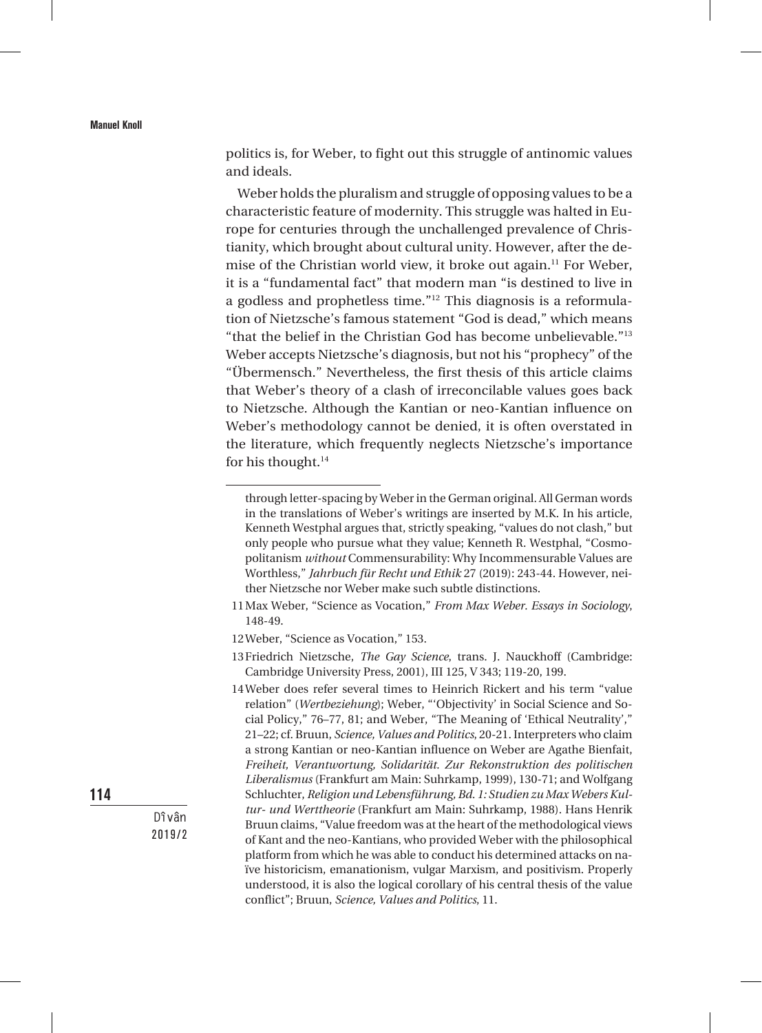politics is, for Weber, to fight out this struggle of antinomic values and ideals.

Weber holds the pluralism and struggle of opposing values to be a characteristic feature of modernity. This struggle was halted in Europe for centuries through the unchallenged prevalence of Christianity, which brought about cultural unity. However, after the demise of the Christian world view, it broke out again.[11] For Weber, it is a "fundamental fact" that modern man "is destined to live in a godless and prophetless time."[12] This diagnosis is a reformulation of Nietzsche's famous statement "God is dead," which means "that the belief in the Christian God has become unbelievable."[13] Weber accepts Nietzsche's diagnosis, but not his "prophecy" of the "Übermensch." Nevertheless, the first thesis of this article claims that Weber's theory of a clash of irreconcilable values goes back to Nietzsche. Although the Kantian or neo-Kantian influence on Weber's methodology cannot be denied, it is often overstated in the literature, which frequently neglects Nietzsche's importance for his thought.[14]

---

through letter-spacing by Weber in the German original. All German words in the translations of Weber's writings are inserted by M.K. In his article, Kenneth Westphal argues that, strictly speaking, "values do not clash," but only people who pursue what they value; Kenneth R. Westphal, "Cosmopolitanism *without* Commensurability: Why Incommensurable Values are Worthless," *Jahrbuch für Recht und Ethik* 27 (2019): 243-44. However, neither Nietzsche nor Weber make such subtle distinctions.

11 Max Weber, "Science as Vocation," *From Max Weber. Essays in Sociology*, 148-49.

12 Weber, "Science as Vocation," 153.

13 Friedrich Nietzsche, *The Gay Science*, trans. J. Nauckhoff (Cambridge: Cambridge University Press, 2001), III 125, V 343; 119-20, 199.

14 Weber does refer several times to Heinrich Rickert and his term "value relation" (*Wertbeziehung*); Weber, "'Objectivity' in Social Science and Social Policy," 76–77, 81; and Weber, "The Meaning of 'Ethical Neutrality'," 21–22; cf. Bruun, *Science, Values and Politics*, 20-21. Interpreters who claim a strong Kantian or neo-Kantian influence on Weber are Agathe Bienfait, *Freiheit, Verantwortung, Solidarität. Zur Rekonstruktion des politischen Liberalismus* (Frankfurt am Main: Suhrkamp, 1999), 130-71; and Wolfgang Schluchter, *Religion und Lebensführung, Bd. 1: Studien zu Max Webers Kultur- und Werttheorie* (Frankfurt am Main: Suhrkamp, 1988). Hans Henrik Bruun claims, "Value freedom was at the heart of the methodological views of Kant and the neo-Kantians, who provided Weber with the philosophical platform from which he was able to conduct his determined attacks on naïve historicism, emanationism, vulgar Marxism, and positivism. Properly understood, it is also the logical corollary of his central thesis of the value conflict"; Bruun, *Science, Values and Politics*, 11.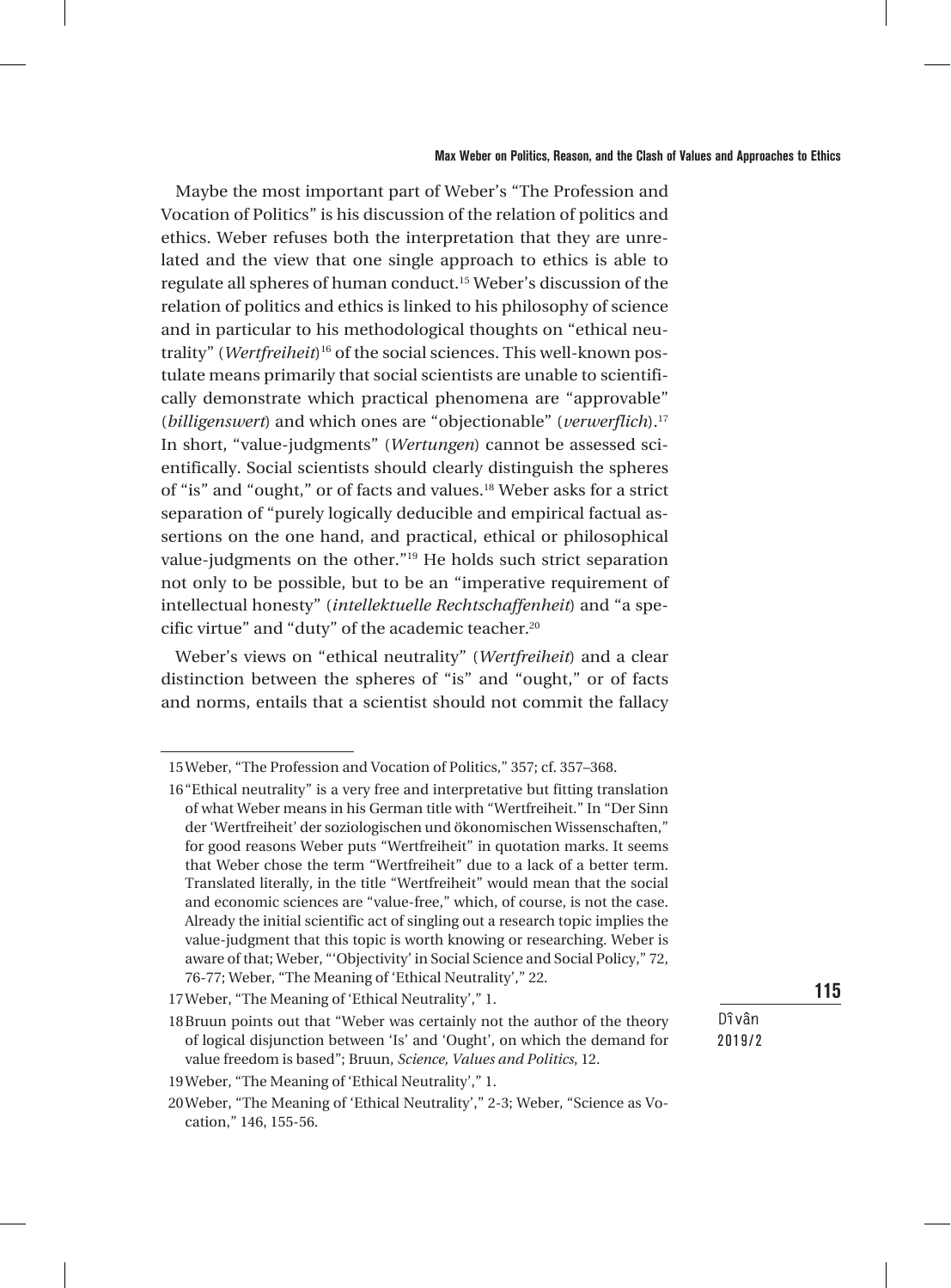Maybe the most important part of Weber's "The Profession and Vocation of Politics" is his discussion of the relation of politics and ethics. Weber refuses both the interpretation that they are unrelated and the view that one single approach to ethics is able to regulate all spheres of human conduct.[15] Weber's discussion of the relation of politics and ethics is linked to his philosophy of science and in particular to his methodological thoughts on "ethical neutrality" (*Wertfreiheit*)[16] of the social sciences. This well-known postulate means primarily that social scientists are unable to scientifically demonstrate which practical phenomena are "approvable" (*billigenswert*) and which ones are "objectionable" (*verwerflich*).[17] In short, "value-judgments" (*Wertungen*) cannot be assessed scientifically. Social scientists should clearly distinguish the spheres of "is" and "ought," or of facts and values.[18] Weber asks for a strict separation of "purely logically deducible and empirical factual assertions on the one hand, and practical, ethical or philosophical value-judgments on the other."[19] He holds such strict separation not only to be possible, but to be an "imperative requirement of intellectual honesty" (*intellektuelle Rechtschaffenheit*) and "a specific virtue" and "duty" of the academic teacher.[20]

Weber's views on "ethical neutrality" (*Wertfreiheit*) and a clear distinction between the spheres of "is" and "ought," or of facts and norms, entails that a scientist should not commit the fallacy

---

15 Weber, "The Profession and Vocation of Politics," 357; cf. 357–368.

16 "Ethical neutrality" is a very free and interpretative but fitting translation of what Weber means in his German title with "Wertfreiheit." In "Der Sinn der 'Wertfreiheit' der soziologischen und ökonomischen Wissenschaften," for good reasons Weber puts "Wertfreiheit" in quotation marks. It seems that Weber chose the term "Wertfreiheit" due to a lack of a better term. Translated literally, in the title "Wertfreiheit" would mean that the social and economic sciences are "value-free," which, of course, is not the case. Already the initial scientific act of singling out a research topic implies the value-judgment that this topic is worth knowing or researching. Weber is aware of that; Weber, "'Objectivity' in Social Science and Social Policy," 72, 76-77; Weber, "The Meaning of 'Ethical Neutrality'," 22.

17 Weber, "The Meaning of 'Ethical Neutrality'," 1.

18 Bruun points out that "Weber was certainly not the author of the theory of logical disjunction between 'Is' and 'Ought', on which the demand for value freedom is based"; Bruun, *Science, Values and Politics*, 12.

19 Weber, "The Meaning of 'Ethical Neutrality'," 1.

20 Weber, "The Meaning of 'Ethical Neutrality'," 2-3; Weber, "Science as Vocation," 146, 155-56.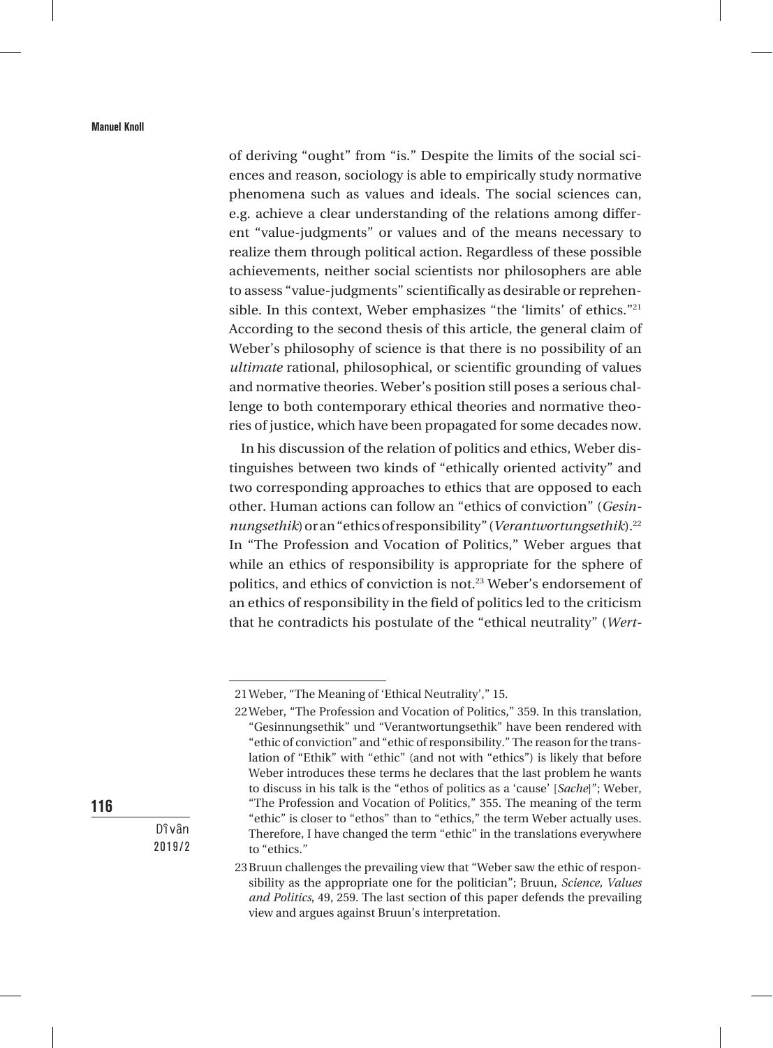of deriving "ought" from "is." Despite the limits of the social sciences and reason, sociology is able to empirically study normative phenomena such as values and ideals. The social sciences can, e.g. achieve a clear understanding of the relations among different "value-judgments" or values and of the means necessary to realize them through political action. Regardless of these possible achievements, neither social scientists nor philosophers are able to assess "value-judgments" scientifically as desirable or reprehensible. In this context, Weber emphasizes "the 'limits' of ethics."[21] According to the second thesis of this article, the general claim of Weber's philosophy of science is that there is no possibility of an *ultimate* rational, philosophical, or scientific grounding of values and normative theories. Weber's position still poses a serious challenge to both contemporary ethical theories and normative theories of justice, which have been propagated for some decades now.

In his discussion of the relation of politics and ethics, Weber distinguishes between two kinds of "ethically oriented activity" and two corresponding approaches to ethics that are opposed to each other. Human actions can follow an "ethics of conviction" (*Gesinnungsethik*) or an "ethics of responsibility" (*Verantwortungsethik*).[22] In "The Profession and Vocation of Politics," Weber argues that while an ethics of responsibility is appropriate for the sphere of politics, and ethics of conviction is not.[23] Weber's endorsement of an ethics of responsibility in the field of politics led to the criticism that he contradicts his postulate of the "ethical neutrality" (*Wert-*

---

21 Weber, "The Meaning of 'Ethical Neutrality'," 15.

22 Weber, "The Profession and Vocation of Politics," 359. In this translation, "Gesinnungsethik" und "Verantwortungsethik" have been rendered with "ethic of conviction" and "ethic of responsibility." The reason for the translation of "Ethik" with "ethic" (and not with "ethics") is likely that before Weber introduces these terms he declares that the last problem he wants to discuss in his talk is the "ethos of politics as a 'cause' [*Sache*]"; Weber, "The Profession and Vocation of Politics," 355. The meaning of the term "ethic" is closer to "ethos" than to "ethics," the term Weber actually uses. Therefore, I have changed the term "ethic" in the translations everywhere to "ethics."

23 Bruun challenges the prevailing view that "Weber saw the ethic of responsibility as the appropriate one for the politician"; Bruun, *Science, Values and Politics*, 49, 259. The last section of this paper defends the prevailing view and argues against Bruun's interpretation.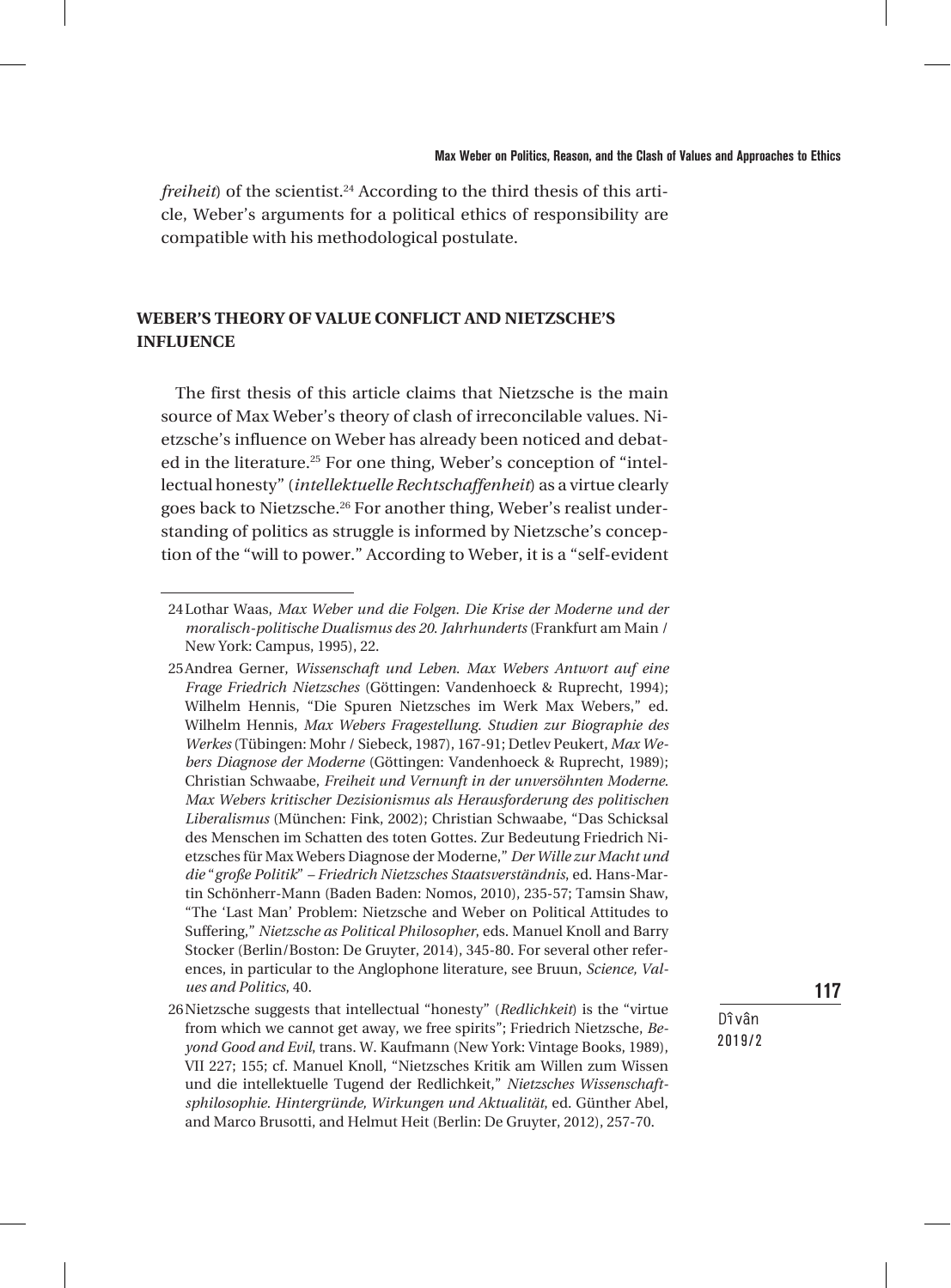*freiheit*) of the scientist.[24] According to the third thesis of this article, Weber's arguments for a political ethics of responsibility are compatible with his methodological postulate.

## WEBER'S THEORY OF VALUE CONFLICT AND NIETZSCHE'S INFLUENCE

The first thesis of this article claims that Nietzsche is the main source of Max Weber's theory of clash of irreconcilable values. Nietzsche's influence on Weber has already been noticed and debated in the literature.[25] For one thing, Weber's conception of "intellectual honesty" (*intellektuelle Rechtschaffenheit*) as a virtue clearly goes back to Nietzsche.[26] For another thing, Weber's realist understanding of politics as struggle is informed by Nietzsche's conception of the "will to power." According to Weber, it is a "self-evident

---

24 Lothar Waas, *Max Weber und die Folgen. Die Krise der Moderne und der moralisch-politische Dualismus des 20. Jahrhunderts* (Frankfurt am Main / New York: Campus, 1995), 22.

25 Andrea Gerner, *Wissenschaft und Leben. Max Webers Antwort auf eine Frage Friedrich Nietzsches* (Göttingen: Vandenhoeck & Ruprecht, 1994); Wilhelm Hennis, "Die Spuren Nietzsches im Werk Max Webers," ed. Wilhelm Hennis, *Max Webers Fragestellung. Studien zur Biographie des Werkes* (Tübingen: Mohr / Siebeck, 1987), 167-91; Detlev Peukert, *Max Webers Diagnose der Moderne* (Göttingen: Vandenhoeck & Ruprecht, 1989); Christian Schwaabe, *Freiheit und Vernunft in der unversöhnten Moderne. Max Webers kritischer Dezisionismus als Herausforderung des politischen Liberalismus* (München: Fink, 2002); Christian Schwaabe, "Das Schicksal des Menschen im Schatten des toten Gottes. Zur Bedeutung Friedrich Nietzsches für Max Webers Diagnose der Moderne," *Der Wille zur Macht und die "große Politik" – Friedrich Nietzsches Staatsverständnis*, ed. Hans-Martin Schönherr-Mann (Baden Baden: Nomos, 2010), 235-57; Tamsin Shaw, "The 'Last Man' Problem: Nietzsche and Weber on Political Attitudes to Suffering," *Nietzsche as Political Philosopher*, eds. Manuel Knoll and Barry Stocker (Berlin/Boston: De Gruyter, 2014), 345-80. For several other references, in particular to the Anglophone literature, see Bruun, *Science, Values and Politics*, 40.

26 Nietzsche suggests that intellectual "honesty" (*Redlichkeit*) is the "virtue from which we cannot get away, we free spirits"; Friedrich Nietzsche, *Beyond Good and Evil*, trans. W. Kaufmann (New York: Vintage Books, 1989), VII 227; 155; cf. Manuel Knoll, "Nietzsches Kritik am Willen zum Wissen und die intellektuelle Tugend der Redlichkeit," *Nietzsches Wissenschaftsphilosophie. Hintergründe, Wirkungen und Aktualität*, ed. Günther Abel, and Marco Brusotti, and Helmut Heit (Berlin: De Gruyter, 2012), 257-70.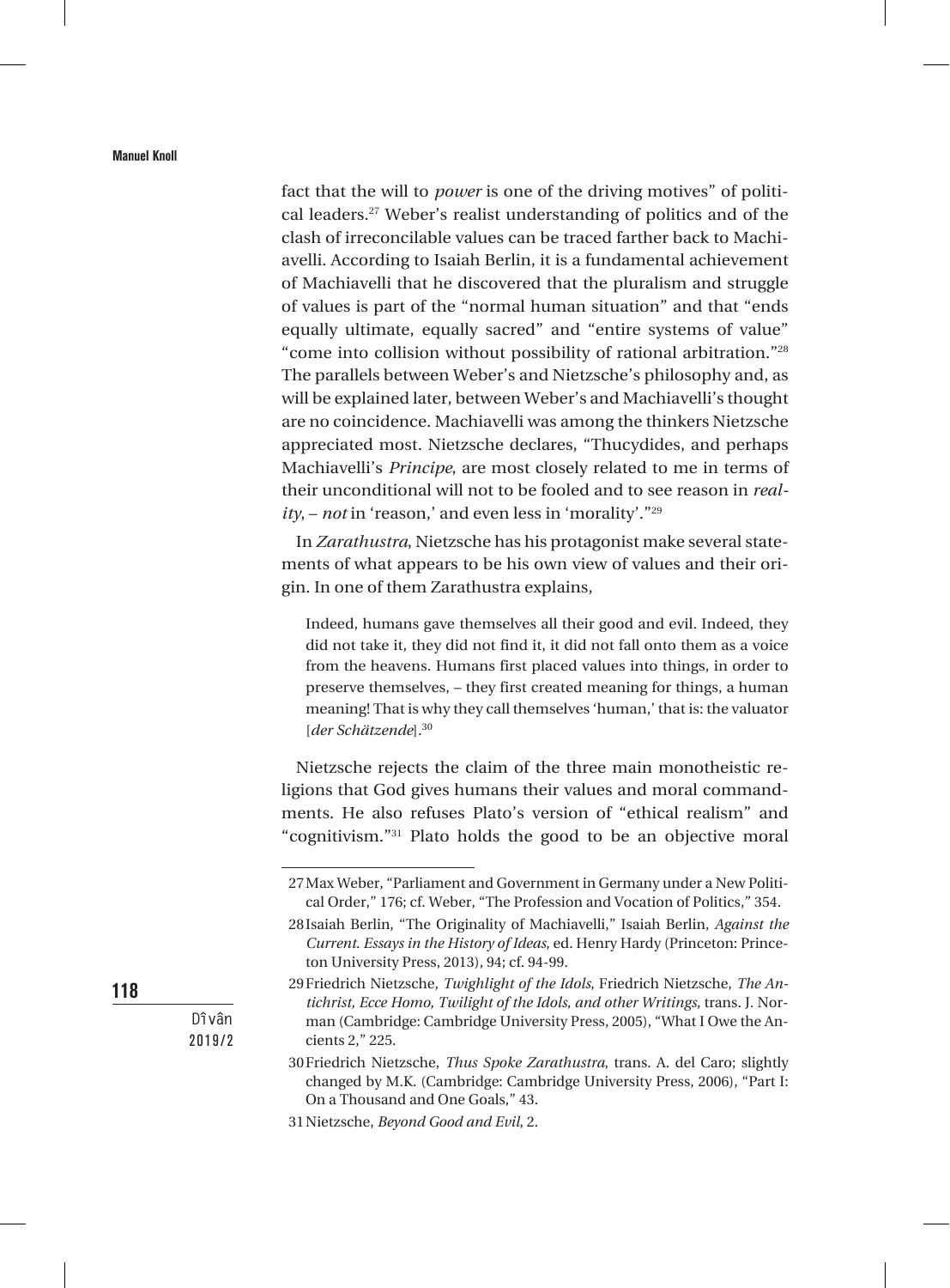fact that the will to *power* is one of the driving motives" of political leaders.[27] Weber's realist understanding of politics and of the clash of irreconcilable values can be traced farther back to Machiavelli. According to Isaiah Berlin, it is a fundamental achievement of Machiavelli that he discovered that the pluralism and struggle of values is part of the "normal human situation" and that "ends equally ultimate, equally sacred" and "entire systems of value" "come into collision without possibility of rational arbitration."[28] The parallels between Weber's and Nietzsche's philosophy and, as will be explained later, between Weber's and Machiavelli's thought are no coincidence. Machiavelli was among the thinkers Nietzsche appreciated most. Nietzsche declares, "Thucydides, and perhaps Machiavelli's *Principe*, are most closely related to me in terms of their unconditional will not to be fooled and to see reason in *reality*, – *not* in 'reason,' and even less in 'morality'."[29]

In *Zarathustra*, Nietzsche has his protagonist make several statements of what appears to be his own view of values and their origin. In one of them Zarathustra explains,

> Indeed, humans gave themselves all their good and evil. Indeed, they did not take it, they did not find it, it did not fall onto them as a voice from the heavens. Humans first placed values into things, in order to preserve themselves, – they first created meaning for things, a human meaning! That is why they call themselves 'human,' that is: the valuator [*der Schätzende*].[30]

Nietzsche rejects the claim of the three main monotheistic religions that God gives humans their values and moral commandments. He also refuses Plato's version of "ethical realism" and "cognitivism."[31] Plato holds the good to be an objective moral

---

27 Max Weber, "Parliament and Government in Germany under a New Political Order," 176; cf. Weber, "The Profession and Vocation of Politics," 354.

28 Isaiah Berlin, "The Originality of Machiavelli," Isaiah Berlin, *Against the Current. Essays in the History of Ideas*, ed. Henry Hardy (Princeton: Princeton University Press, 2013), 94; cf. 94-99.

29 Friedrich Nietzsche, *Twighlight of the Idols*, Friedrich Nietzsche, *The Antichrist, Ecce Homo, Twilight of the Idols, and other Writings*, trans. J. Norman (Cambridge: Cambridge University Press, 2005), "What I Owe the Ancients 2," 225.

30 Friedrich Nietzsche, *Thus Spoke Zarathustra*, trans. A. del Caro; slightly changed by M.K. (Cambridge: Cambridge University Press, 2006), "Part I: On a Thousand and One Goals," 43.

31 Nietzsche, *Beyond Good and Evil*, 2.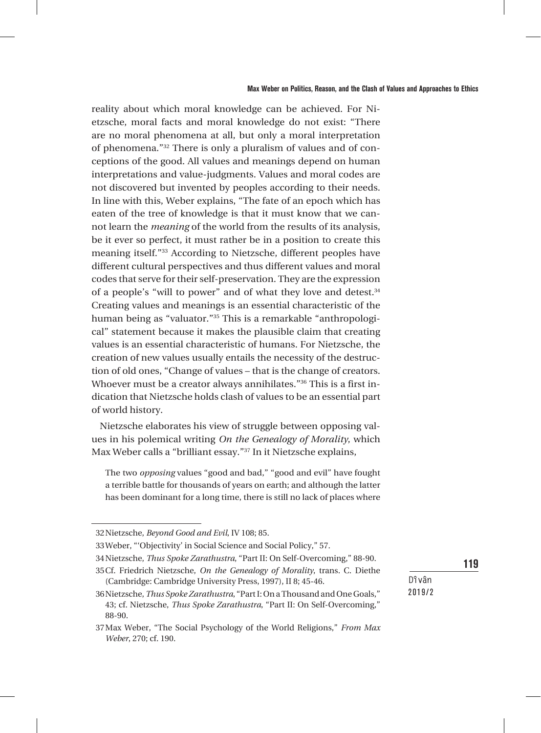reality about which moral knowledge can be achieved. For Nietzsche, moral facts and moral knowledge do not exist: "There are no moral phenomena at all, but only a moral interpretation of phenomena."[32] There is only a pluralism of values and of conceptions of the good. All values and meanings depend on human interpretations and value-judgments. Values and moral codes are not discovered but invented by peoples according to their needs. In line with this, Weber explains, "The fate of an epoch which has eaten of the tree of knowledge is that it must know that we cannot learn the *meaning* of the world from the results of its analysis, be it ever so perfect, it must rather be in a position to create this meaning itself."[33] According to Nietzsche, different peoples have different cultural perspectives and thus different values and moral codes that serve for their self-preservation. They are the expression of a people's "will to power" and of what they love and detest.[34] Creating values and meanings is an essential characteristic of the human being as "valuator."[35] This is a remarkable "anthropological" statement because it makes the plausible claim that creating values is an essential characteristic of humans. For Nietzsche, the creation of new values usually entails the necessity of the destruction of old ones, "Change of values – that is the change of creators. Whoever must be a creator always annihilates."[36] This is a first indication that Nietzsche holds clash of values to be an essential part of world history.

Nietzsche elaborates his view of struggle between opposing values in his polemical writing *On the Genealogy of Morality*, which Max Weber calls a "brilliant essay."[37] In it Nietzsche explains,

> The two *opposing* values "good and bad," "good and evil" have fought a terrible battle for thousands of years on earth; and although the latter has been dominant for a long time, there is still no lack of places where

---

32 Nietzsche, *Beyond Good and Evil*, IV 108; 85.

33 Weber, "'Objectivity' in Social Science and Social Policy," 57.

34 Nietzsche, *Thus Spoke Zarathustra*, "Part II: On Self-Overcoming," 88-90.

35 Cf. Friedrich Nietzsche, *On the Genealogy of Morality*, trans. C. Diethe (Cambridge: Cambridge University Press, 1997), II 8; 45-46.

36 Nietzsche, *Thus Spoke Zarathustra*, "Part I: On a Thousand and One Goals," 43; cf. Nietzsche, *Thus Spoke Zarathustra*, "Part II: On Self-Overcoming," 88-90.

37 Max Weber, "The Social Psychology of the World Religions," *From Max Weber*, 270; cf. 190.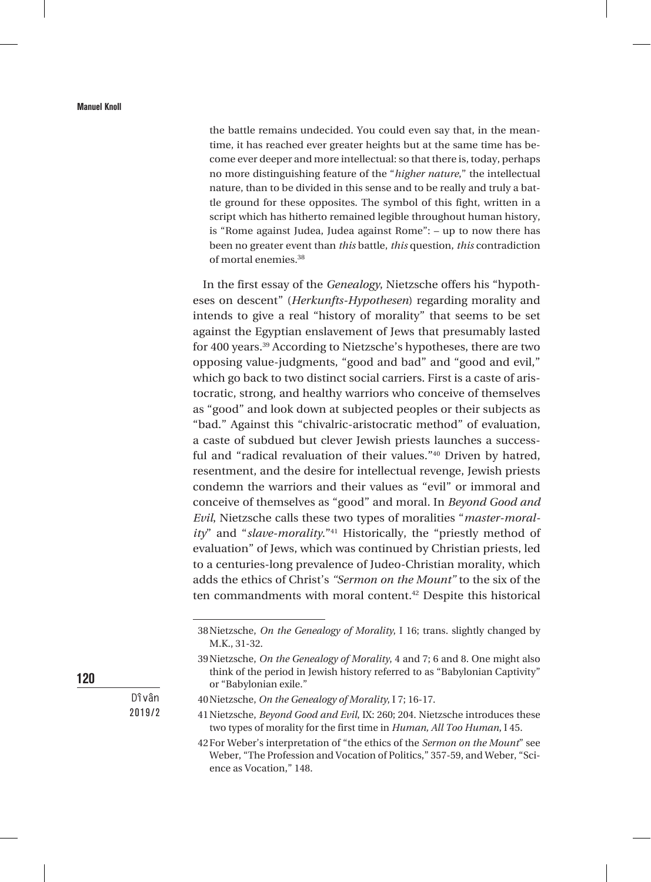> the battle remains undecided. You could even say that, in the meantime, it has reached ever greater heights but at the same time has become ever deeper and more intellectual: so that there is, today, perhaps no more distinguishing feature of the "*higher nature*," the intellectual nature, than to be divided in this sense and to be really and truly a battle ground for these opposites. The symbol of this fight, written in a script which has hitherto remained legible throughout human history, is "Rome against Judea, Judea against Rome": – up to now there has been no greater event than *this* battle, *this* question, *this* contradiction of mortal enemies.[38]

In the first essay of the *Genealogy*, Nietzsche offers his "hypotheses on descent" (*Herkunfts-Hypothesen*) regarding morality and intends to give a real "history of morality" that seems to be set against the Egyptian enslavement of Jews that presumably lasted for 400 years.[39] According to Nietzsche's hypotheses, there are two opposing value-judgments, "good and bad" and "good and evil," which go back to two distinct social carriers. First is a caste of aristocratic, strong, and healthy warriors who conceive of themselves as "good" and look down at subjected peoples or their subjects as "bad." Against this "chivalric-aristocratic method" of evaluation, a caste of subdued but clever Jewish priests launches a successful and "radical revaluation of their values."[40] Driven by hatred, resentment, and the desire for intellectual revenge, Jewish priests condemn the warriors and their values as "evil" or immoral and conceive of themselves as "good" and moral. In *Beyond Good and Evil*, Nietzsche calls these two types of moralities "*master-morality*" and "*slave-morality*."[41] Historically, the "priestly method of evaluation" of Jews, which was continued by Christian priests, led to a centuries-long prevalence of Judeo-Christian morality, which adds the ethics of Christ's *"Sermon on the Mount"* to the six of the ten commandments with moral content.[42] Despite this historical

---

38 Nietzsche, *On the Genealogy of Morality*, I 16; trans. slightly changed by M.K., 31-32.

39 Nietzsche, *On the Genealogy of Morality*, 4 and 7; 6 and 8. One might also think of the period in Jewish history referred to as "Babylonian Captivity" or "Babylonian exile."

40 Nietzsche, *On the Genealogy of Morality*, I 7; 16-17.

41 Nietzsche, *Beyond Good and Evil*, IX: 260; 204. Nietzsche introduces these two types of morality for the first time in *Human, All Too Human*, I 45.

42 For Weber's interpretation of "the ethics of the *Sermon on the Mount*" see Weber, "The Profession and Vocation of Politics," 357-59, and Weber, "Science as Vocation," 148.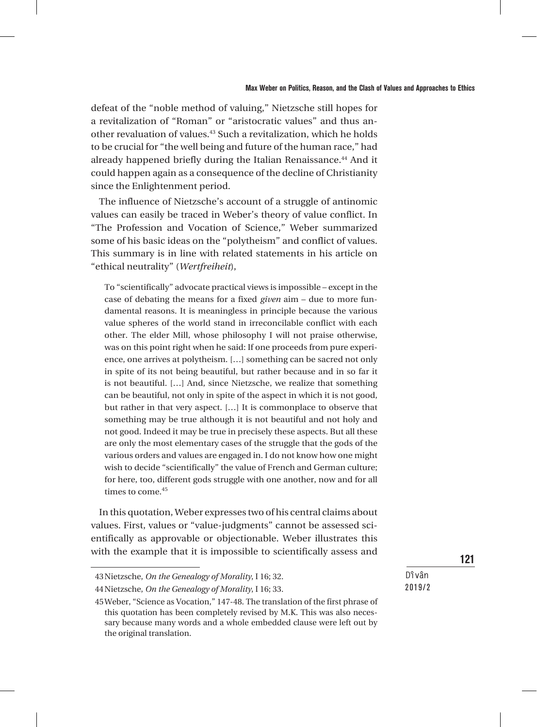defeat of the "noble method of valuing," Nietzsche still hopes for a revitalization of "Roman" or "aristocratic values" and thus another revaluation of values.[43] Such a revitalization, which he holds to be crucial for "the well being and future of the human race," had already happened briefly during the Italian Renaissance.[44] And it could happen again as a consequence of the decline of Christianity since the Enlightenment period.

The influence of Nietzsche's account of a struggle of antinomic values can easily be traced in Weber's theory of value conflict. In "The Profession and Vocation of Science," Weber summarized some of his basic ideas on the "polytheism" and conflict of values. This summary is in line with related statements in his article on "ethical neutrality" (*Wertfreiheit*),

> To "scientifically" advocate practical views is impossible – except in the case of debating the means for a fixed *given* aim – due to more fundamental reasons. It is meaningless in principle because the various value spheres of the world stand in irreconcilable conflict with each other. The elder Mill, whose philosophy I will not praise otherwise, was on this point right when he said: If one proceeds from pure experience, one arrives at polytheism. […] something can be sacred not only in spite of its not being beautiful, but rather because and in so far it is not beautiful. […] And, since Nietzsche, we realize that something can be beautiful, not only in spite of the aspect in which it is not good, but rather in that very aspect. […] It is commonplace to observe that something may be true although it is not beautiful and not holy and not good. Indeed it may be true in precisely these aspects. But all these are only the most elementary cases of the struggle that the gods of the various orders and values are engaged in. I do not know how one might wish to decide "scientifically" the value of French and German culture; for here, too, different gods struggle with one another, now and for all times to come.[45]

In this quotation, Weber expresses two of his central claims about values. First, values or "value-judgments" cannot be assessed scientifically as approvable or objectionable. Weber illustrates this with the example that it is impossible to scientifically assess and

---

43 Nietzsche, *On the Genealogy of Morality*, I 16; 32.

44 Nietzsche, *On the Genealogy of Morality*, I 16; 33.

45 Weber, "Science as Vocation," 147-48. The translation of the first phrase of this quotation has been completely revised by M.K. This was also necessary because many words and a whole embedded clause were left out by the original translation.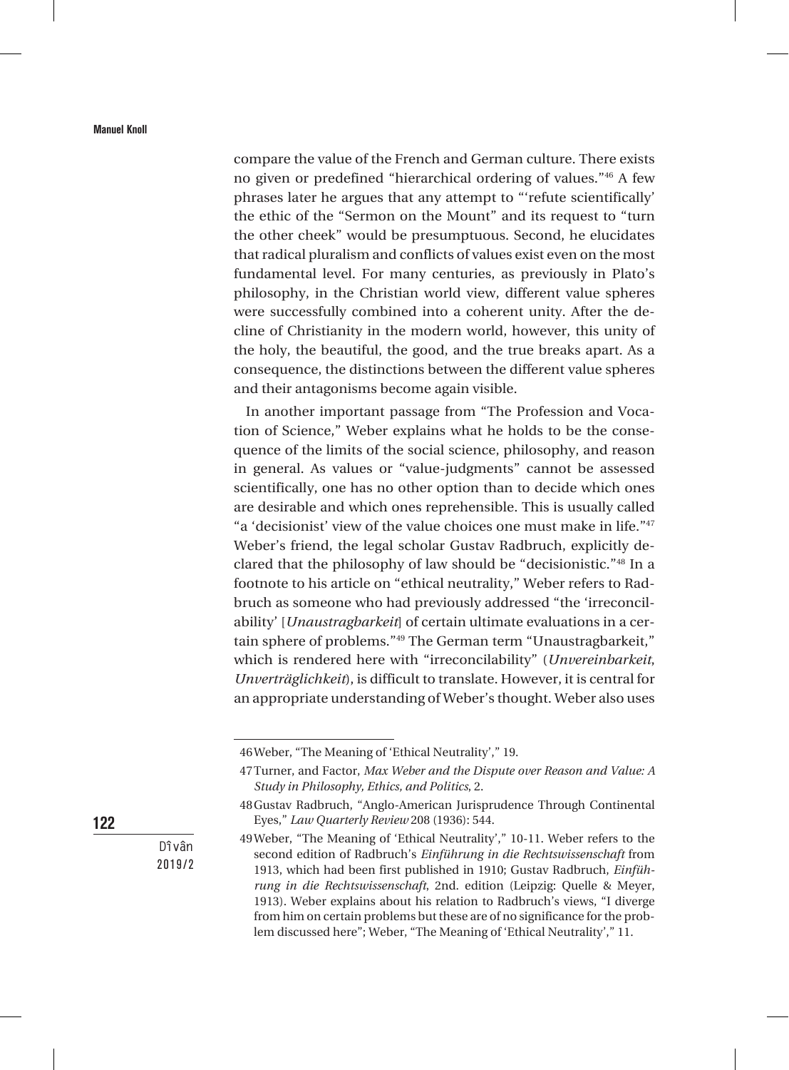compare the value of the French and German culture. There exists no given or predefined "hierarchical ordering of values."[46] A few phrases later he argues that any attempt to "'refute scientifically' the ethic of the "Sermon on the Mount" and its request to "turn the other cheek" would be presumptuous. Second, he elucidates that radical pluralism and conflicts of values exist even on the most fundamental level. For many centuries, as previously in Plato's philosophy, in the Christian world view, different value spheres were successfully combined into a coherent unity. After the decline of Christianity in the modern world, however, this unity of the holy, the beautiful, the good, and the true breaks apart. As a consequence, the distinctions between the different value spheres and their antagonisms become again visible.

In another important passage from "The Profession and Vocation of Science," Weber explains what he holds to be the consequence of the limits of the social science, philosophy, and reason in general. As values or "value-judgments" cannot be assessed scientifically, one has no other option than to decide which ones are desirable and which ones reprehensible. This is usually called "a 'decisionist' view of the value choices one must make in life."[47] Weber's friend, the legal scholar Gustav Radbruch, explicitly declared that the philosophy of law should be "decisionistic."[48] In a footnote to his article on "ethical neutrality," Weber refers to Radbruch as someone who had previously addressed "the 'irreconcilability' [*Unaustragbarkeit*] of certain ultimate evaluations in a certain sphere of problems."[49] The German term "Unaustragbarkeit," which is rendered here with "irreconcilability" (*Unvereinbarkeit*, *Unverträglichkeit*), is difficult to translate. However, it is central for an appropriate understanding of Weber's thought. Weber also uses

---

46 Weber, "The Meaning of 'Ethical Neutrality'," 19.

47 Turner, and Factor, *Max Weber and the Dispute over Reason and Value: A Study in Philosophy, Ethics, and Politics*, 2.

48 Gustav Radbruch, "Anglo-American Jurisprudence Through Continental Eyes," *Law Quarterly Review* 208 (1936): 544.

49 Weber, "The Meaning of 'Ethical Neutrality'," 10-11. Weber refers to the second edition of Radbruch's *Einführung in die Rechtswissenschaft* from 1913, which had been first published in 1910; Gustav Radbruch, *Einführung in die Rechtswissenschaft*, 2nd. edition (Leipzig: Quelle & Meyer, 1913). Weber explains about his relation to Radbruch's views, "I diverge from him on certain problems but these are of no significance for the problem discussed here"; Weber, "The Meaning of 'Ethical Neutrality'," 11.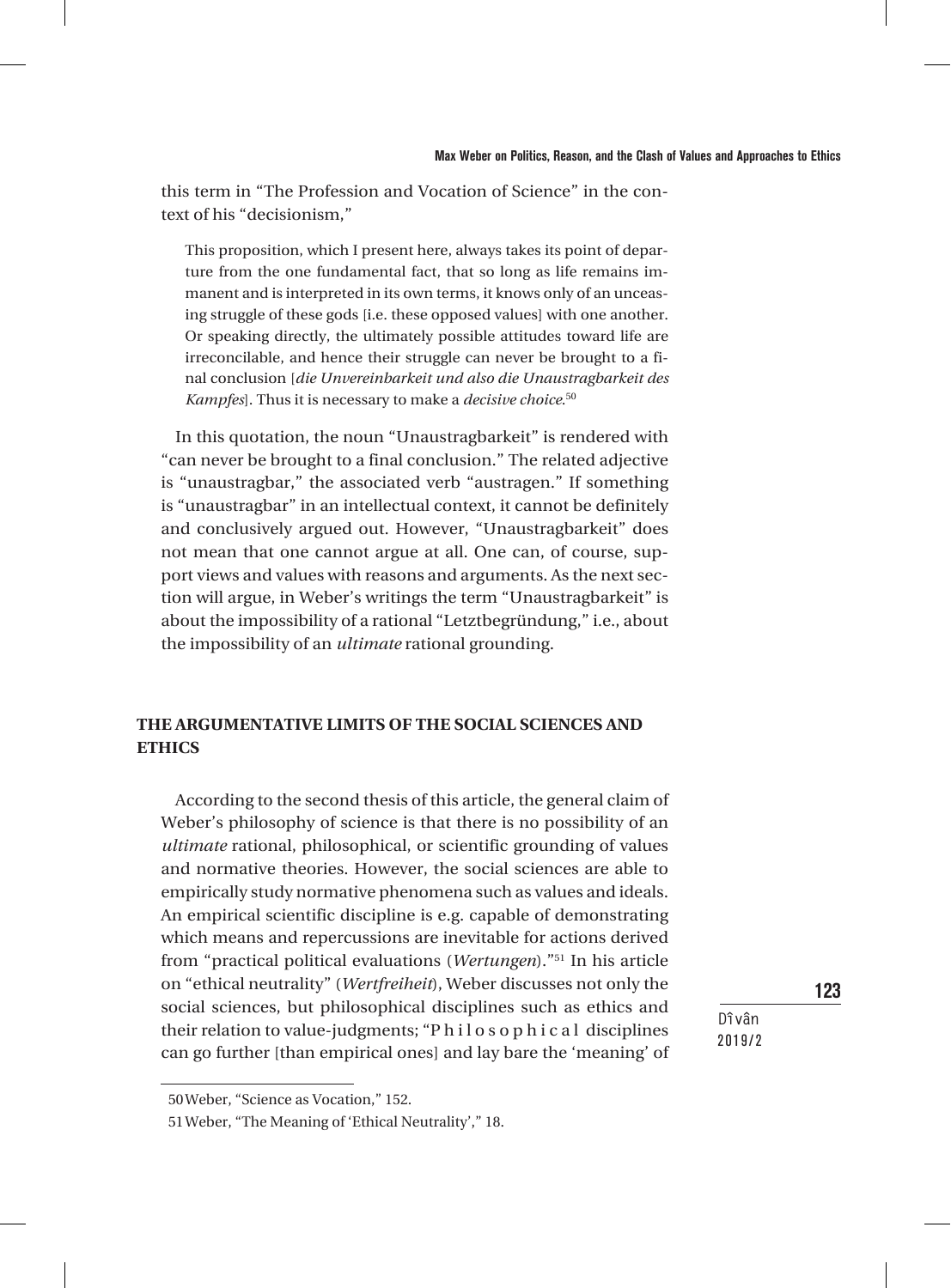this term in "The Profession and Vocation of Science" in the context of his "decisionism,"

> This proposition, which I present here, always takes its point of departure from the one fundamental fact, that so long as life remains immanent and is interpreted in its own terms, it knows only of an unceasing struggle of these gods [i.e. these opposed values] with one another. Or speaking directly, the ultimately possible attitudes toward life are irreconcilable, and hence their struggle can never be brought to a final conclusion [*die Unvereinbarkeit und also die Unaustragbarkeit des Kampfes*]. Thus it is necessary to make a *decisive choice*.[50]

In this quotation, the noun "Unaustragbarkeit" is rendered with "can never be brought to a final conclusion." The related adjective is "unaustragbar," the associated verb "austragen." If something is "unaustragbar" in an intellectual context, it cannot be definitely and conclusively argued out. However, "Unaustragbarkeit" does not mean that one cannot argue at all. One can, of course, support views and values with reasons and arguments. As the next section will argue, in Weber's writings the term "Unaustragbarkeit" is about the impossibility of a rational "Letztbegründung," i.e., about the impossibility of an *ultimate* rational grounding.

## THE ARGUMENTATIVE LIMITS OF THE SOCIAL SCIENCES AND ETHICS

According to the second thesis of this article, the general claim of Weber's philosophy of science is that there is no possibility of an *ultimate* rational, philosophical, or scientific grounding of values and normative theories. However, the social sciences are able to empirically study normative phenomena such as values and ideals. An empirical scientific discipline is e.g. capable of demonstrating which means and repercussions are inevitable for actions derived from "practical political evaluations (*Wertungen*)."[51] In his article on "ethical neutrality" (*Wertfreiheit*), Weber discusses not only the social sciences, but philosophical disciplines such as ethics and their relation to value-judgments; "P h i l o s o p h i c a l disciplines can go further [than empirical ones] and lay bare the 'meaning' of

---

50 Weber, "Science as Vocation," 152.

51 Weber, "The Meaning of 'Ethical Neutrality'," 18.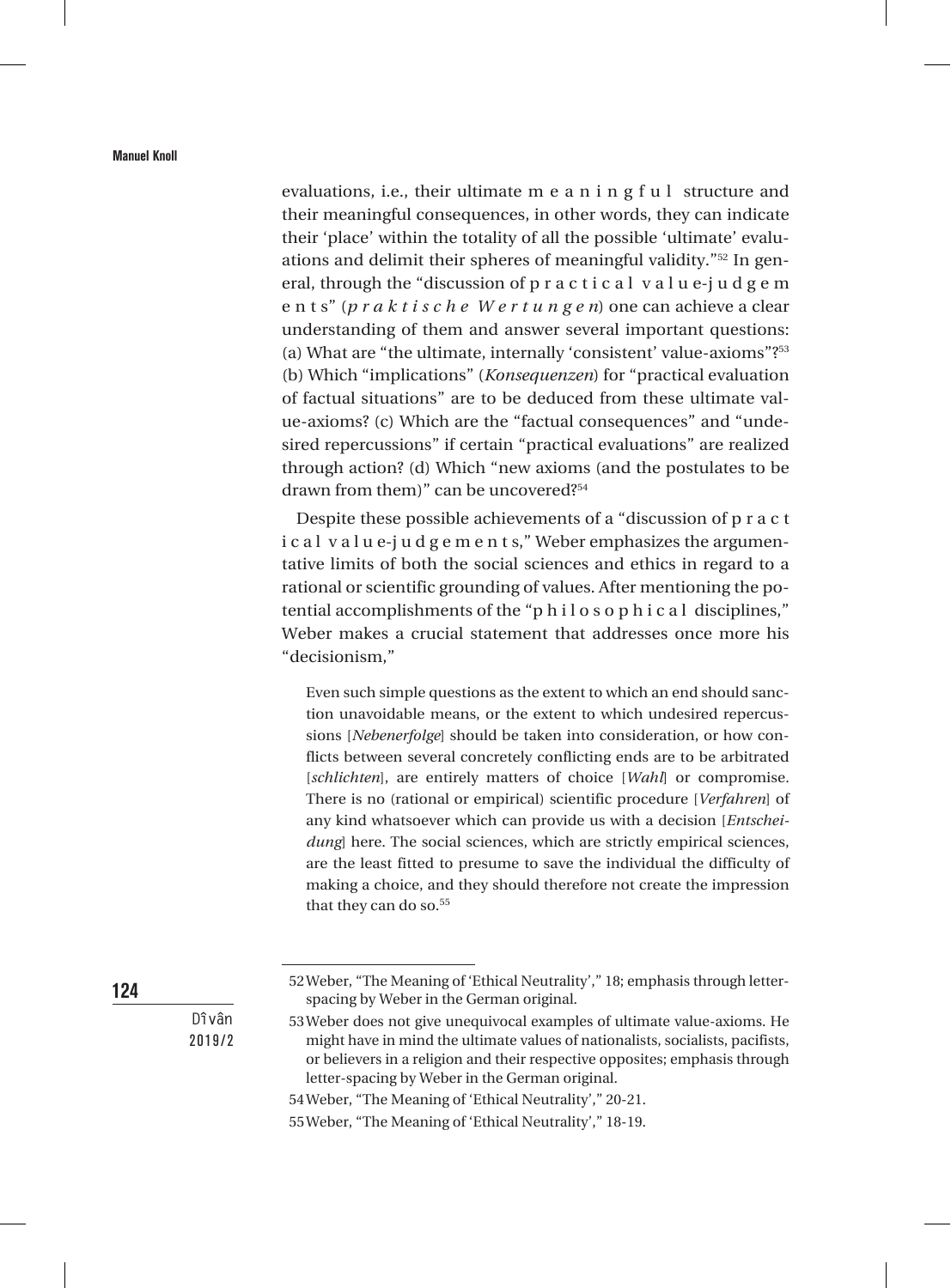evaluations, i.e., their ultimate m e a n i n g f u l structure and their meaningful consequences, in other words, they can indicate their 'place' within the totality of all the possible 'ultimate' evaluations and delimit their spheres of meaningful validity."[52] In general, through the "discussion of p r a c t i c a l v a l u e-j u d g e m e n t s" (*p r a k t i s c h e W e r t u n g e n*) one can achieve a clear understanding of them and answer several important questions: (a) What are "the ultimate, internally 'consistent' value-axioms"?[53] (b) Which "implications" (*Konsequenzen*) for "practical evaluation of factual situations" are to be deduced from these ultimate value-axioms? (c) Which are the "factual consequences" and "undesired repercussions" if certain "practical evaluations" are realized through action? (d) Which "new axioms (and the postulates to be drawn from them)" can be uncovered?[54]

Despite these possible achievements of a "discussion of p r a c t i c a l v a l u e-j u d g e m e n t s," Weber emphasizes the argumentative limits of both the social sciences and ethics in regard to a rational or scientific grounding of values. After mentioning the potential accomplishments of the "p h i l o s o p h i c a l disciplines," Weber makes a crucial statement that addresses once more his "decisionism,"

> Even such simple questions as the extent to which an end should sanction unavoidable means, or the extent to which undesired repercussions [*Nebenerfolge*] should be taken into consideration, or how conflicts between several concretely conflicting ends are to be arbitrated [*schlichten*], are entirely matters of choice [*Wahl*] or compromise. There is no (rational or empirical) scientific procedure [*Verfahren*] of any kind whatsoever which can provide us with a decision [*Entscheidung*] here. The social sciences, which are strictly empirical sciences, are the least fitted to presume to save the individual the difficulty of making a choice, and they should therefore not create the impression that they can do so.[55]

---

52 Weber, "The Meaning of 'Ethical Neutrality'," 18; emphasis through letter-spacing by Weber in the German original.

53 Weber does not give unequivocal examples of ultimate value-axioms. He might have in mind the ultimate values of nationalists, socialists, pacifists, or believers in a religion and their respective opposites; emphasis through letter-spacing by Weber in the German original.

54 Weber, "The Meaning of 'Ethical Neutrality'," 20-21.

55 Weber, "The Meaning of 'Ethical Neutrality'," 18-19.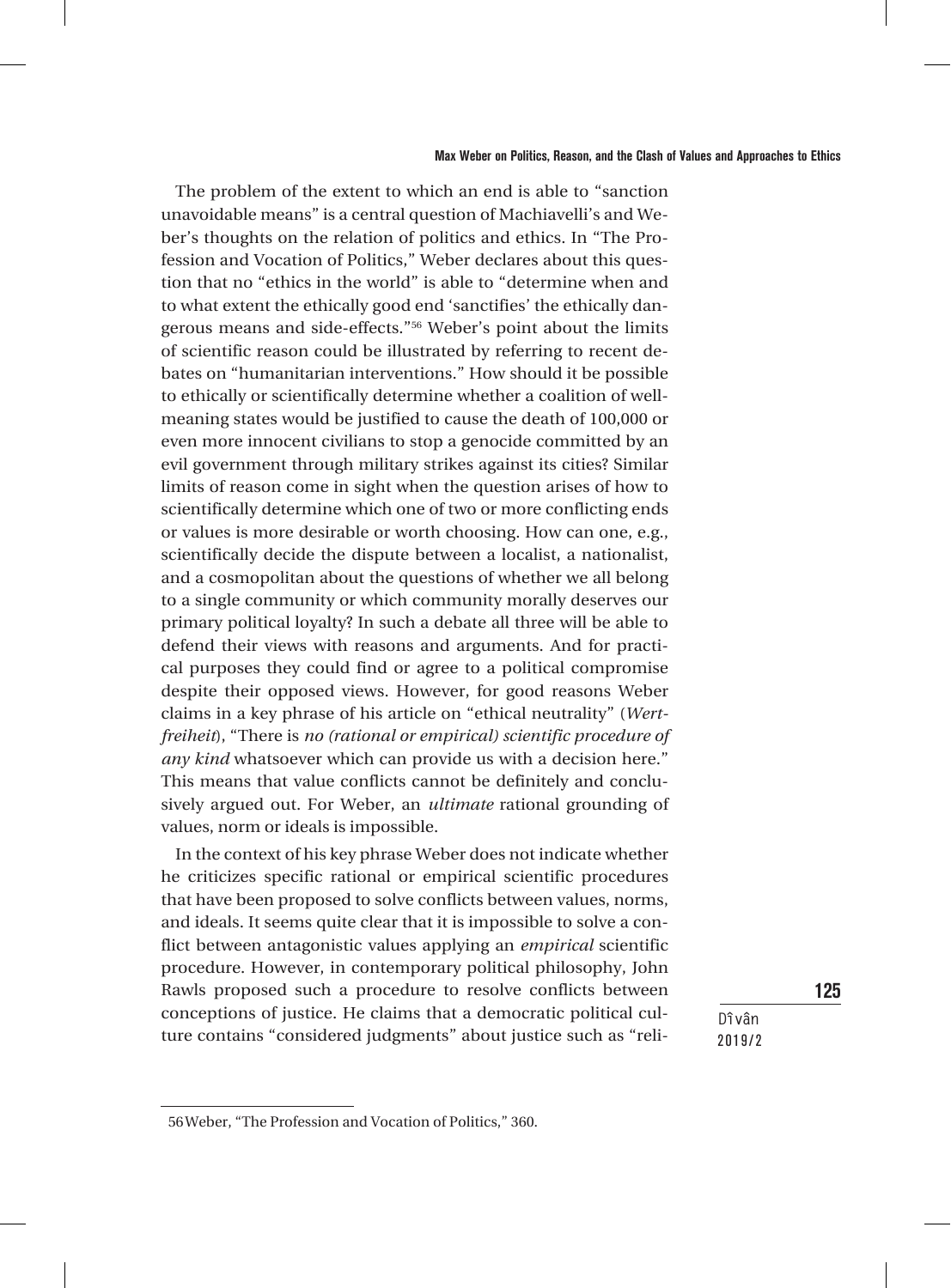The problem of the extent to which an end is able to "sanction unavoidable means" is a central question of Machiavelli's and Weber's thoughts on the relation of politics and ethics. In "The Profession and Vocation of Politics," Weber declares about this question that no "ethics in the world" is able to "determine when and to what extent the ethically good end 'sanctifies' the ethically dangerous means and side-effects."[56] Weber's point about the limits of scientific reason could be illustrated by referring to recent debates on "humanitarian interventions." How should it be possible to ethically or scientifically determine whether a coalition of well-meaning states would be justified to cause the death of 100,000 or even more innocent civilians to stop a genocide committed by an evil government through military strikes against its cities? Similar limits of reason come in sight when the question arises of how to scientifically determine which one of two or more conflicting ends or values is more desirable or worth choosing. How can one, e.g., scientifically decide the dispute between a localist, a nationalist, and a cosmopolitan about the questions of whether we all belong to a single community or which community morally deserves our primary political loyalty? In such a debate all three will be able to defend their views with reasons and arguments. And for practical purposes they could find or agree to a political compromise despite their opposed views. However, for good reasons Weber claims in a key phrase of his article on "ethical neutrality" (*Wertfreiheit*), "There is *no (rational or empirical) scientific procedure of any kind* whatsoever which can provide us with a decision here." This means that value conflicts cannot be definitely and conclusively argued out. For Weber, an *ultimate* rational grounding of values, norm or ideals is impossible.

In the context of his key phrase Weber does not indicate whether he criticizes specific rational or empirical scientific procedures that have been proposed to solve conflicts between values, norms, and ideals. It seems quite clear that it is impossible to solve a conflict between antagonistic values applying an *empirical* scientific procedure. However, in contemporary political philosophy, John Rawls proposed such a procedure to resolve conflicts between conceptions of justice. He claims that a democratic political culture contains "considered judgments" about justice such as "reli-

---

56 Weber, "The Profession and Vocation of Politics," 360.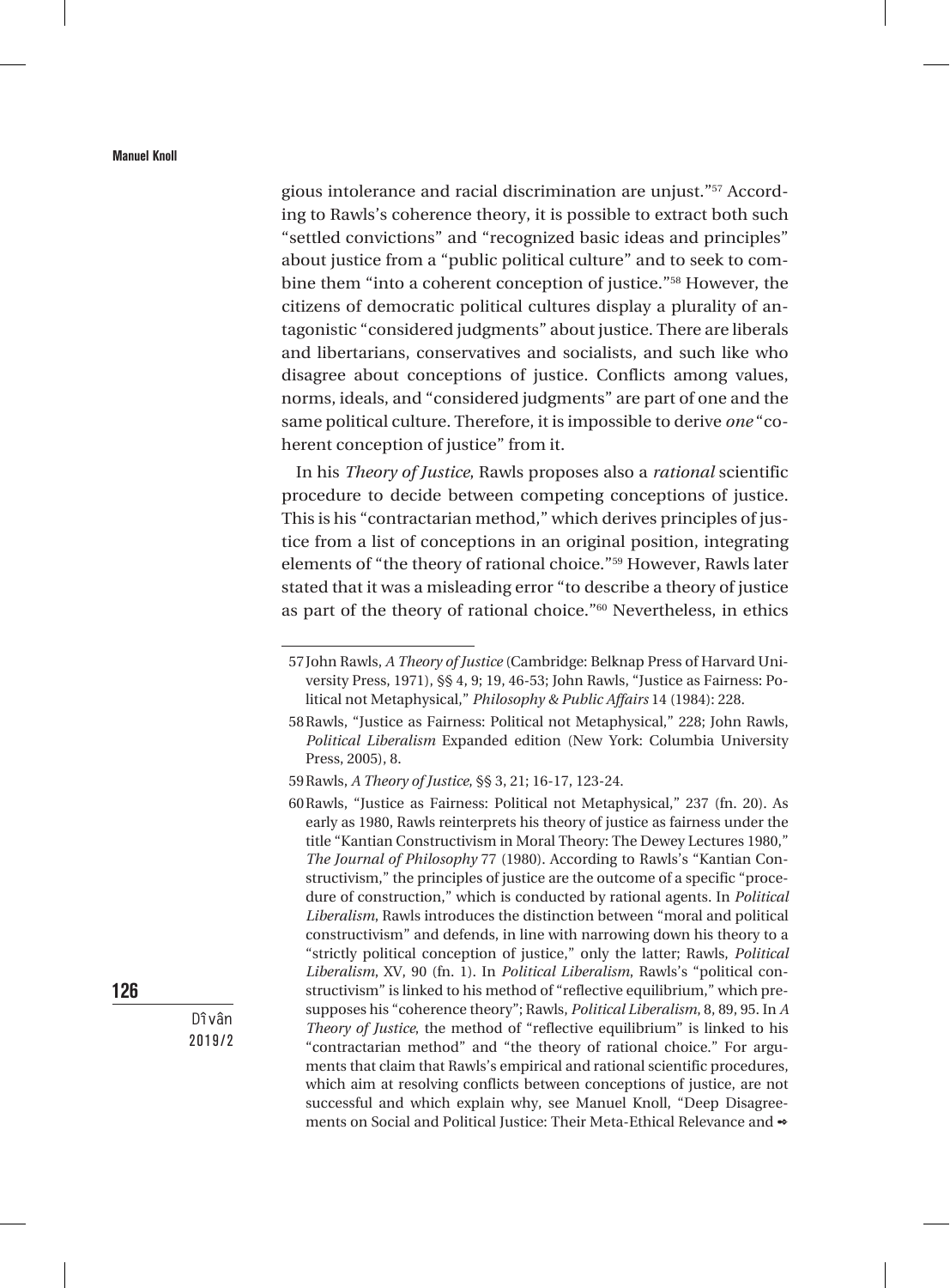gious intolerance and racial discrimination are unjust."[57] According to Rawls's coherence theory, it is possible to extract both such "settled convictions" and "recognized basic ideas and principles" about justice from a "public political culture" and to seek to combine them "into a coherent conception of justice."[58] However, the citizens of democratic political cultures display a plurality of antagonistic "considered judgments" about justice. There are liberals and libertarians, conservatives and socialists, and such like who disagree about conceptions of justice. Conflicts among values, norms, ideals, and "considered judgments" are part of one and the same political culture. Therefore, it is impossible to derive *one* "coherent conception of justice" from it.

In his *Theory of Justice*, Rawls proposes also a *rational* scientific procedure to decide between competing conceptions of justice. This is his "contractarian method," which derives principles of justice from a list of conceptions in an original position, integrating elements of "the theory of rational choice."[59] However, Rawls later stated that it was a misleading error "to describe a theory of justice as part of the theory of rational choice."[60] Nevertheless, in ethics

---

57 John Rawls, *A Theory of Justice* (Cambridge: Belknap Press of Harvard University Press, 1971), §§ 4, 9; 19, 46-53; John Rawls, "Justice as Fairness: Political not Metaphysical," *Philosophy & Public Affairs* 14 (1984): 228.

58 Rawls, "Justice as Fairness: Political not Metaphysical," 228; John Rawls, *Political Liberalism* Expanded edition (New York: Columbia University Press, 2005), 8.

59 Rawls, *A Theory of Justice*, §§ 3, 21; 16-17, 123-24.

60 Rawls, "Justice as Fairness: Political not Metaphysical," 237 (fn. 20). As early as 1980, Rawls reinterprets his theory of justice as fairness under the title "Kantian Constructivism in Moral Theory: The Dewey Lectures 1980," *The Journal of Philosophy* 77 (1980). According to Rawls's "Kantian Constructivism," the principles of justice are the outcome of a specific "procedure of construction," which is conducted by rational agents. In *Political Liberalism*, Rawls introduces the distinction between "moral and political constructivism" and defends, in line with narrowing down his theory to a "strictly political conception of justice," only the latter; Rawls, *Political Liberalism*, XV, 90 (fn. 1). In *Political Liberalism*, Rawls's "political constructivism" is linked to his method of "reflective equilibrium," which presupposes his "coherence theory"; Rawls, *Political Liberalism*, 8, 89, 95. In *A Theory of Justice*, the method of "reflective equilibrium" is linked to his "contractarian method" and "the theory of rational choice." For arguments that claim that Rawls's empirical and rational scientific procedures, which aim at resolving conflicts between conceptions of justice, are not successful and which explain why, see Manuel Knoll, "Deep Disagreements on Social and Political Justice: Their Meta-Ethical Relevance and ➾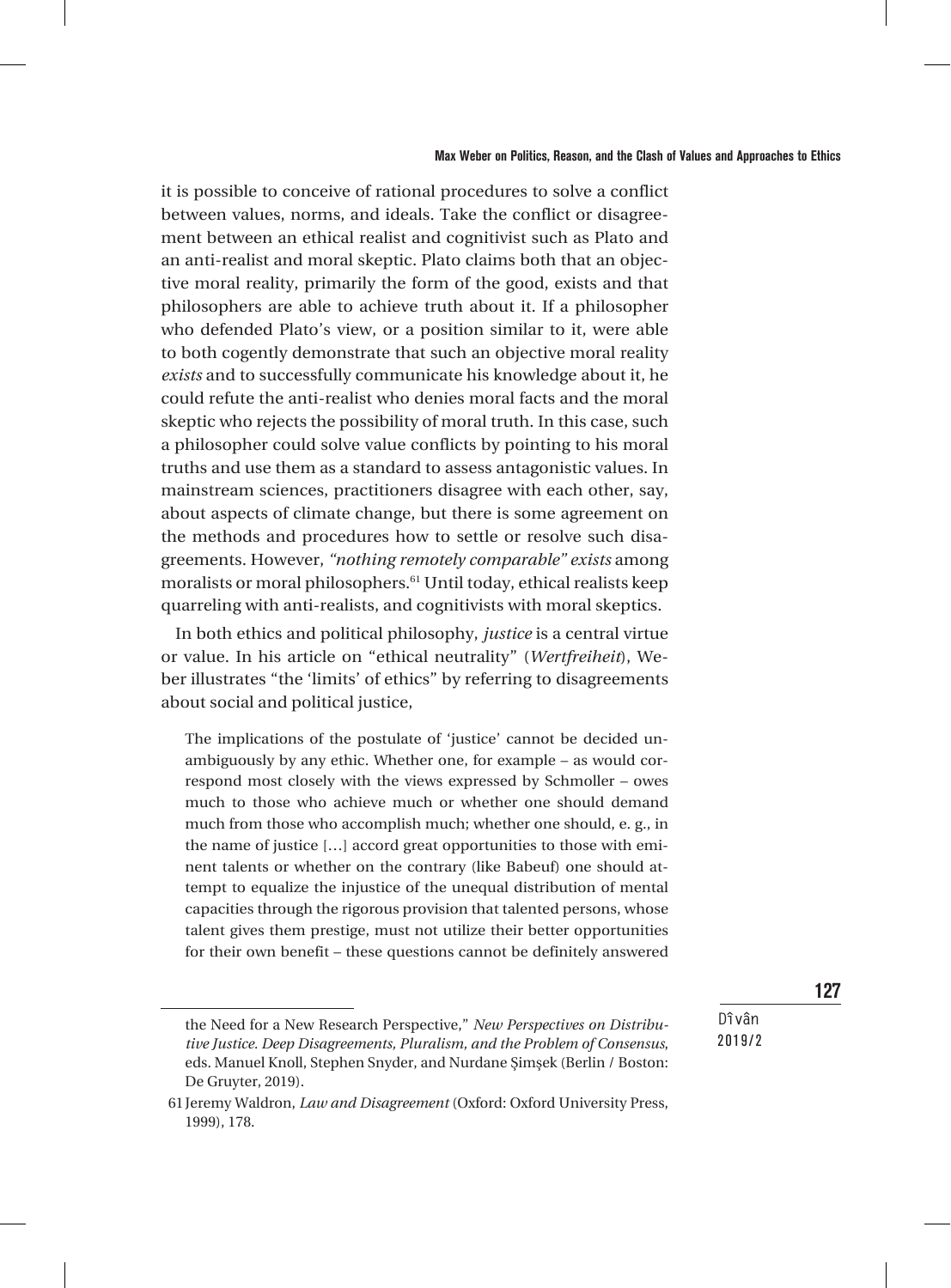it is possible to conceive of rational procedures to solve a conflict between values, norms, and ideals. Take the conflict or disagreement between an ethical realist and cognitivist such as Plato and an anti-realist and moral skeptic. Plato claims both that an objective moral reality, primarily the form of the good, exists and that philosophers are able to achieve truth about it. If a philosopher who defended Plato's view, or a position similar to it, were able to both cogently demonstrate that such an objective moral reality *exists* and to successfully communicate his knowledge about it, he could refute the anti-realist who denies moral facts and the moral skeptic who rejects the possibility of moral truth. In this case, such a philosopher could solve value conflicts by pointing to his moral truths and use them as a standard to assess antagonistic values. In mainstream sciences, practitioners disagree with each other, say, about aspects of climate change, but there is some agreement on the methods and procedures how to settle or resolve such disagreements. However, *"nothing remotely comparable" exists* among moralists or moral philosophers.[61] Until today, ethical realists keep quarreling with anti-realists, and cognitivists with moral skeptics.

In both ethics and political philosophy, *justice* is a central virtue or value. In his article on "ethical neutrality" (*Wertfreiheit*), Weber illustrates "the 'limits' of ethics" by referring to disagreements about social and political justice,

> The implications of the postulate of 'justice' cannot be decided unambiguously by any ethic. Whether one, for example – as would correspond most closely with the views expressed by Schmoller – owes much to those who achieve much or whether one should demand much from those who accomplish much; whether one should, e. g., in the name of justice […] accord great opportunities to those with eminent talents or whether on the contrary (like Babeuf) one should attempt to equalize the injustice of the unequal distribution of mental capacities through the rigorous provision that talented persons, whose talent gives them prestige, must not utilize their better opportunities for their own benefit – these questions cannot be definitely answered

---

the Need for a New Research Perspective," *New Perspectives on Distributive Justice. Deep Disagreements, Pluralism, and the Problem of Consensus*, eds. Manuel Knoll, Stephen Snyder, and Nurdane Şimşek (Berlin / Boston: De Gruyter, 2019).

61 Jeremy Waldron, *Law and Disagreement* (Oxford: Oxford University Press, 1999), 178.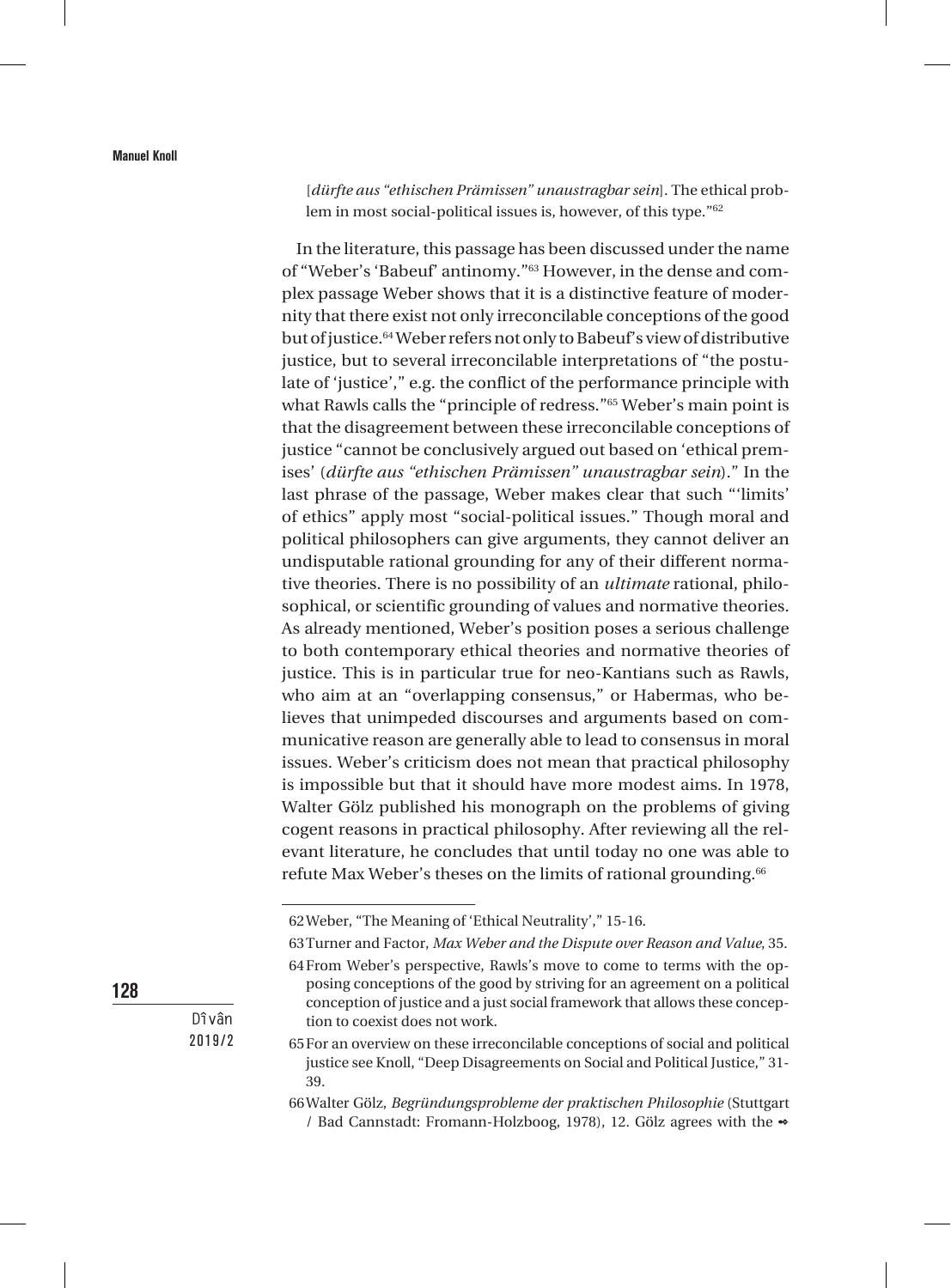[*dürfte aus "ethischen Prämissen" unaustragbar sein*]. The ethical problem in most social-political issues is, however, of this type."[62]

In the literature, this passage has been discussed under the name of "Weber's 'Babeuf' antinomy."[63] However, in the dense and complex passage Weber shows that it is a distinctive feature of modernity that there exist not only irreconcilable conceptions of the good but of justice.[64] Weber refers not only to Babeuf's view of distributive justice, but to several irreconcilable interpretations of "the postulate of 'justice'," e.g. the conflict of the performance principle with what Rawls calls the "principle of redress."[65] Weber's main point is that the disagreement between these irreconcilable conceptions of justice "cannot be conclusively argued out based on 'ethical premises' (*dürfte aus "ethischen Prämissen" unaustragbar sein*)." In the last phrase of the passage, Weber makes clear that such "'limits' of ethics" apply most "social-political issues." Though moral and political philosophers can give arguments, they cannot deliver an undisputable rational grounding for any of their different normative theories. There is no possibility of an *ultimate* rational, philosophical, or scientific grounding of values and normative theories. As already mentioned, Weber's position poses a serious challenge to both contemporary ethical theories and normative theories of justice. This is in particular true for neo-Kantians such as Rawls, who aim at an "overlapping consensus," or Habermas, who believes that unimpeded discourses and arguments based on communicative reason are generally able to lead to consensus in moral issues. Weber's criticism does not mean that practical philosophy is impossible but that it should have more modest aims. In 1978, Walter Gölz published his monograph on the problems of giving cogent reasons in practical philosophy. After reviewing all the relevant literature, he concludes that until today no one was able to refute Max Weber's theses on the limits of rational grounding.[66]

---

62 Weber, "The Meaning of 'Ethical Neutrality'," 15-16.

63 Turner and Factor, *Max Weber and the Dispute over Reason and Value*, 35.

64 From Weber's perspective, Rawls's move to come to terms with the opposing conceptions of the good by striving for an agreement on a political conception of justice and a just social framework that allows these conception to coexist does not work.

65 For an overview on these irreconcilable conceptions of social and political justice see Knoll, "Deep Disagreements on Social and Political Justice," 31-39.

66 Walter Gölz, *Begründungsprobleme der praktischen Philosophie* (Stuttgart / Bad Cannstadt: Fromann-Holzboog, 1978), 12. Gölz agrees with the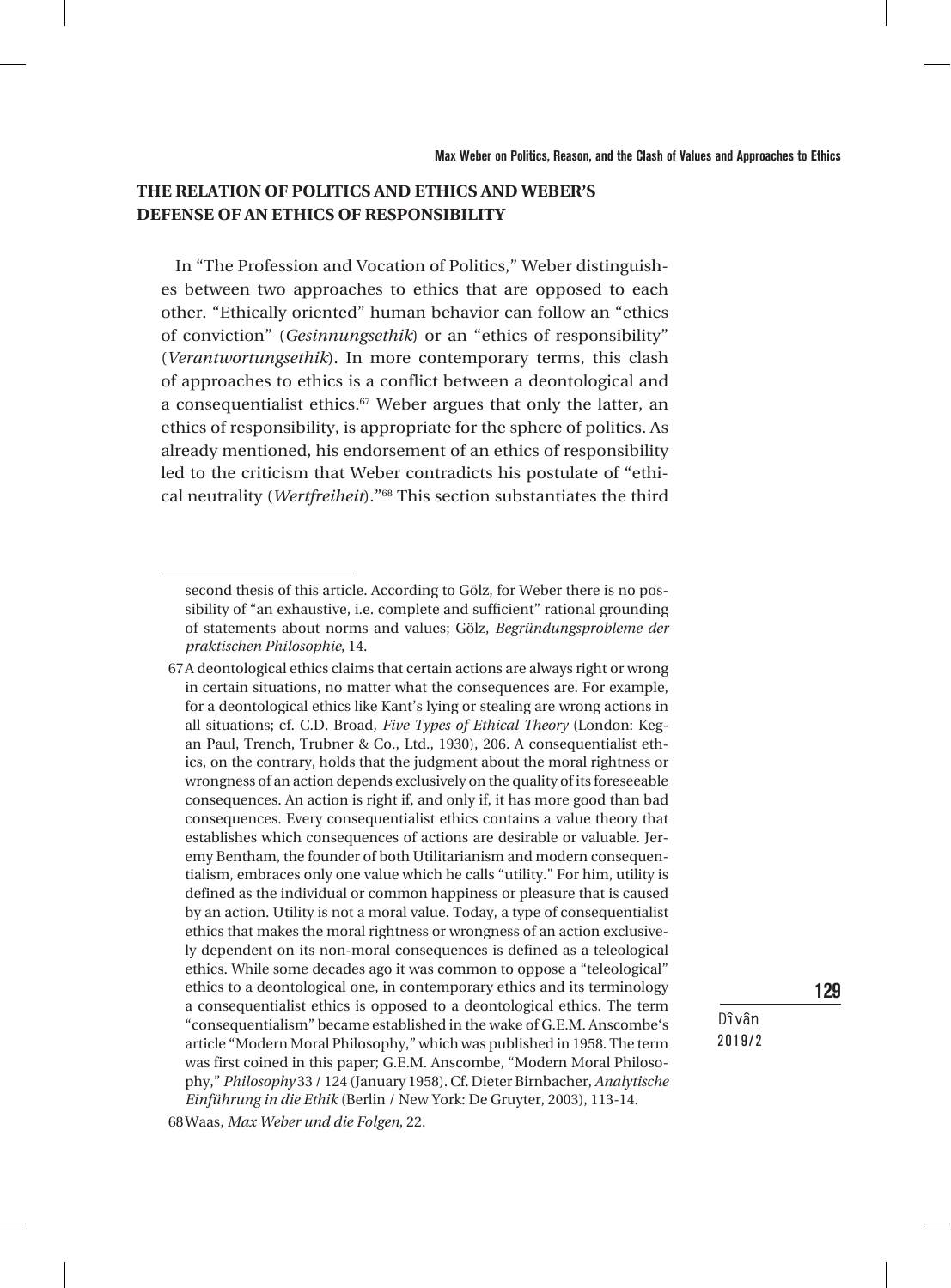## THE RELATION OF POLITICS AND ETHICS AND WEBER'S DEFENSE OF AN ETHICS OF RESPONSIBILITY

In "The Profession and Vocation of Politics," Weber distinguishes between two approaches to ethics that are opposed to each other. "Ethically oriented" human behavior can follow an "ethics of conviction" (*Gesinnungsethik*) or an "ethics of responsibility" (*Verantwortungsethik*). In more contemporary terms, this clash of approaches to ethics is a conflict between a deontological and a consequentialist ethics.[67] Weber argues that only the latter, an ethics of responsibility, is appropriate for the sphere of politics. As already mentioned, his endorsement of an ethics of responsibility led to the criticism that Weber contradicts his postulate of "ethical neutrality (*Wertfreiheit*)."[68] This section substantiates the third

---

second thesis of this article. According to Gölz, for Weber there is no possibility of "an exhaustive, i.e. complete and sufficient" rational grounding of statements about norms and values; Gölz, *Begründungsprobleme der praktischen Philosophie*, 14.

67 A deontological ethics claims that certain actions are always right or wrong in certain situations, no matter what the consequences are. For example, for a deontological ethics like Kant's lying or stealing are wrong actions in all situations; cf. C.D. Broad, *Five Types of Ethical Theory* (London: Kegan Paul, Trench, Trubner & Co., Ltd., 1930), 206. A consequentialist ethics, on the contrary, holds that the judgment about the moral rightness or wrongness of an action depends exclusively on the quality of its foreseeable consequences. An action is right if, and only if, it has more good than bad consequences. Every consequentialist ethics contains a value theory that establishes which consequences of actions are desirable or valuable. Jeremy Bentham, the founder of both Utilitarianism and modern consequentialism, embraces only one value which he calls "utility." For him, utility is defined as the individual or common happiness or pleasure that is caused by an action. Utility is not a moral value. Today, a type of consequentialist ethics that makes the moral rightness or wrongness of an action exclusively dependent on its non-moral consequences is defined as a teleological ethics. While some decades ago it was common to oppose a "teleological" ethics to a deontological one, in contemporary ethics and its terminology a consequentialist ethics is opposed to a deontological ethics. The term "consequentialism" became established in the wake of G.E.M. Anscombe's article "Modern Moral Philosophy," which was published in 1958. The term was first coined in this paper; G.E.M. Anscombe, "Modern Moral Philosophy," *Philosophy* 33 / 124 (January 1958). Cf. Dieter Birnbacher, *Analytische Einführung in die Ethik* (Berlin / New York: De Gruyter, 2003), 113-14.

68 Waas, *Max Weber und die Folgen*, 22.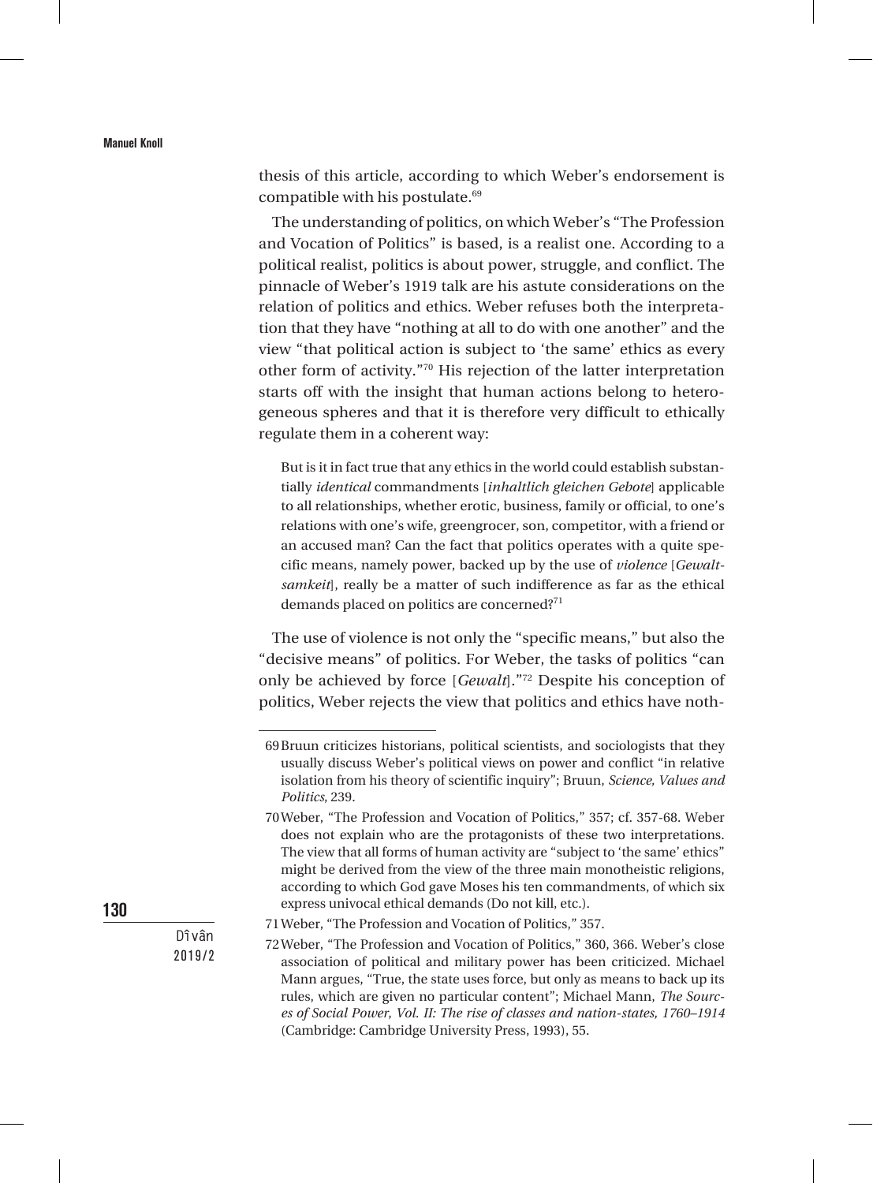thesis of this article, according to which Weber's endorsement is compatible with his postulate.[69]

The understanding of politics, on which Weber's "The Profession and Vocation of Politics" is based, is a realist one. According to a political realist, politics is about power, struggle, and conflict. The pinnacle of Weber's 1919 talk are his astute considerations on the relation of politics and ethics. Weber refuses both the interpretation that they have "nothing at all to do with one another" and the view "that political action is subject to 'the same' ethics as every other form of activity."[70] His rejection of the latter interpretation starts off with the insight that human actions belong to heterogeneous spheres and that it is therefore very difficult to ethically regulate them in a coherent way:

> But is it in fact true that any ethics in the world could establish substantially *identical* commandments [*inhaltlich gleichen Gebote*] applicable to all relationships, whether erotic, business, family or official, to one's relations with one's wife, greengrocer, son, competitor, with a friend or an accused man? Can the fact that politics operates with a quite specific means, namely power, backed up by the use of *violence* [*Gewaltsamkeit*], really be a matter of such indifference as far as the ethical demands placed on politics are concerned?[71]

The use of violence is not only the "specific means," but also the "decisive means" of politics. For Weber, the tasks of politics "can only be achieved by force [*Gewalt*]."[72] Despite his conception of politics, Weber rejects the view that politics and ethics have noth-

---

69 Bruun criticizes historians, political scientists, and sociologists that they usually discuss Weber's political views on power and conflict "in relative isolation from his theory of scientific inquiry"; Bruun, *Science, Values and Politics*, 239.

70 Weber, "The Profession and Vocation of Politics," 357; cf. 357-68. Weber does not explain who are the protagonists of these two interpretations. The view that all forms of human activity are "subject to 'the same' ethics" might be derived from the view of the three main monotheistic religions, according to which God gave Moses his ten commandments, of which six express univocal ethical demands (Do not kill, etc.).

71 Weber, "The Profession and Vocation of Politics," 357.

72 Weber, "The Profession and Vocation of Politics," 360, 366. Weber's close association of political and military power has been criticized. Michael Mann argues, "True, the state uses force, but only as means to back up its rules, which are given no particular content"; Michael Mann, *The Sources of Social Power, Vol. II: The rise of classes and nation-states, 1760–1914* (Cambridge: Cambridge University Press, 1993), 55.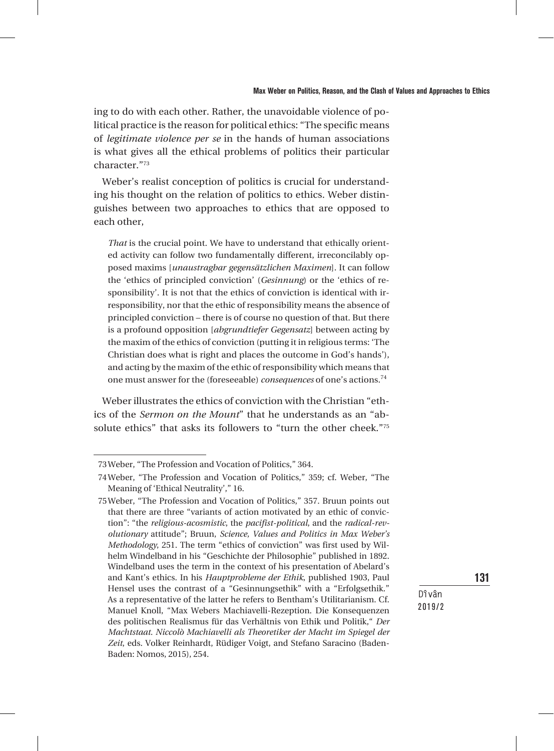ing to do with each other. Rather, the unavoidable violence of political practice is the reason for political ethics: "The specific means of *legitimate violence per se* in the hands of human associations is what gives all the ethical problems of politics their particular character."[73]

Weber's realist conception of politics is crucial for understanding his thought on the relation of politics to ethics. Weber distinguishes between two approaches to ethics that are opposed to each other,

> *That* is the crucial point. We have to understand that ethically oriented activity can follow two fundamentally different, irreconcilably opposed maxims [*unaustragbar gegensätzlichen Maximen*]. It can follow the 'ethics of principled conviction' (*Gesinnung*) or the 'ethics of responsibility'. It is not that the ethics of conviction is identical with irresponsibility, nor that the ethic of responsibility means the absence of principled conviction – there is of course no question of that. But there is a profound opposition [*abgrundtiefer Gegensatz*] between acting by the maxim of the ethics of conviction (putting it in religious terms: 'The Christian does what is right and places the outcome in God's hands'), and acting by the maxim of the ethic of responsibility which means that one must answer for the (foreseeable) *consequences* of one's actions.[74]

Weber illustrates the ethics of conviction with the Christian "ethics of the *Sermon on the Mount*" that he understands as an "absolute ethics" that asks its followers to "turn the other cheek."[75]

---

73 Weber, "The Profession and Vocation of Politics," 364.

74 Weber, "The Profession and Vocation of Politics," 359; cf. Weber, "The Meaning of 'Ethical Neutrality'," 16.

75 Weber, "The Profession and Vocation of Politics," 357. Bruun points out that there are three "variants of action motivated by an ethic of conviction": "the *religious-acosmistic*, the *pacifist-political*, and the *radical-revolutionary* attitude"; Bruun, *Science, Values and Politics in Max Weber's Methodology*, 251. The term "ethics of conviction" was first used by Wilhelm Windelband in his "Geschichte der Philosophie" published in 1892. Windelband uses the term in the context of his presentation of Abelard's and Kant's ethics. In his *Hauptprobleme der Ethik*, published 1903, Paul Hensel uses the contrast of a "Gesinnungsethik" with a "Erfolgsethik." As a representative of the latter he refers to Bentham's Utilitarianism. Cf. Manuel Knoll, "Max Webers Machiavelli-Rezeption. Die Konsequenzen des politischen Realismus für das Verhältnis von Ethik und Politik," *Der Machtstaat. Niccolò Machiavelli als Theoretiker der Macht im Spiegel der Zeit*, eds. Volker Reinhardt, Rüdiger Voigt, and Stefano Saracino (Baden-Baden: Nomos, 2015), 254.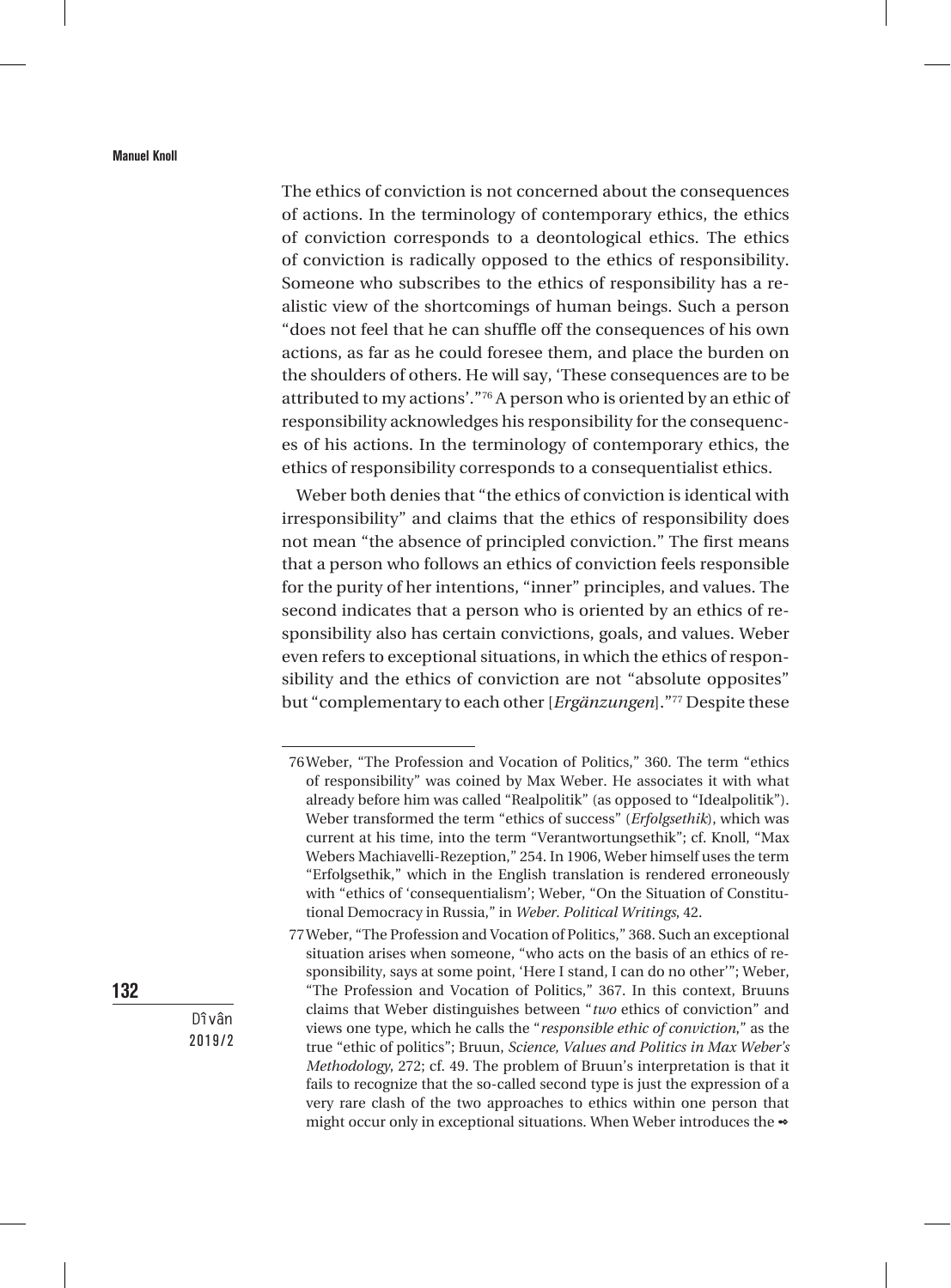The ethics of conviction is not concerned about the consequences of actions. In the terminology of contemporary ethics, the ethics of conviction corresponds to a deontological ethics. The ethics of conviction is radically opposed to the ethics of responsibility. Someone who subscribes to the ethics of responsibility has a realistic view of the shortcomings of human beings. Such a person "does not feel that he can shuffle off the consequences of his own actions, as far as he could foresee them, and place the burden on the shoulders of others. He will say, 'These consequences are to be attributed to my actions'."[76] A person who is oriented by an ethic of responsibility acknowledges his responsibility for the consequences of his actions. In the terminology of contemporary ethics, the ethics of responsibility corresponds to a consequentialist ethics.

Weber both denies that "the ethics of conviction is identical with irresponsibility" and claims that the ethics of responsibility does not mean "the absence of principled conviction." The first means that a person who follows an ethics of conviction feels responsible for the purity of her intentions, "inner" principles, and values. The second indicates that a person who is oriented by an ethics of responsibility also has certain convictions, goals, and values. Weber even refers to exceptional situations, in which the ethics of responsibility and the ethics of conviction are not "absolute opposites" but "complementary to each other [*Ergänzungen*]."[77] Despite these

---

76 Weber, "The Profession and Vocation of Politics," 360. The term "ethics of responsibility" was coined by Max Weber. He associates it with what already before him was called "Realpolitik" (as opposed to "Idealpolitik"). Weber transformed the term "ethics of success" (*Erfolgsethik*), which was current at his time, into the term "Verantwortungsethik"; cf. Knoll, "Max Webers Machiavelli-Rezeption," 254. In 1906, Weber himself uses the term "Erfolgsethik," which in the English translation is rendered erroneously with "ethics of 'consequentialism'; Weber, "On the Situation of Constitutional Democracy in Russia," in *Weber. Political Writings*, 42.

77 Weber, "The Profession and Vocation of Politics," 368. Such an exceptional situation arises when someone, "who acts on the basis of an ethics of responsibility, says at some point, 'Here I stand, I can do no other'"; Weber, "The Profession and Vocation of Politics," 367. In this context, Bruuns claims that Weber distinguishes between "*two* ethics of conviction" and views one type, which he calls the "*responsible ethic of conviction*," as the true "ethic of politics"; Bruun, *Science, Values and Politics in Max Weber's Methodology*, 272; cf. 49. The problem of Bruun's interpretation is that it fails to recognize that the so-called second type is just the expression of a very rare clash of the two approaches to ethics within one person that might occur only in exceptional situations. When Weber introduces the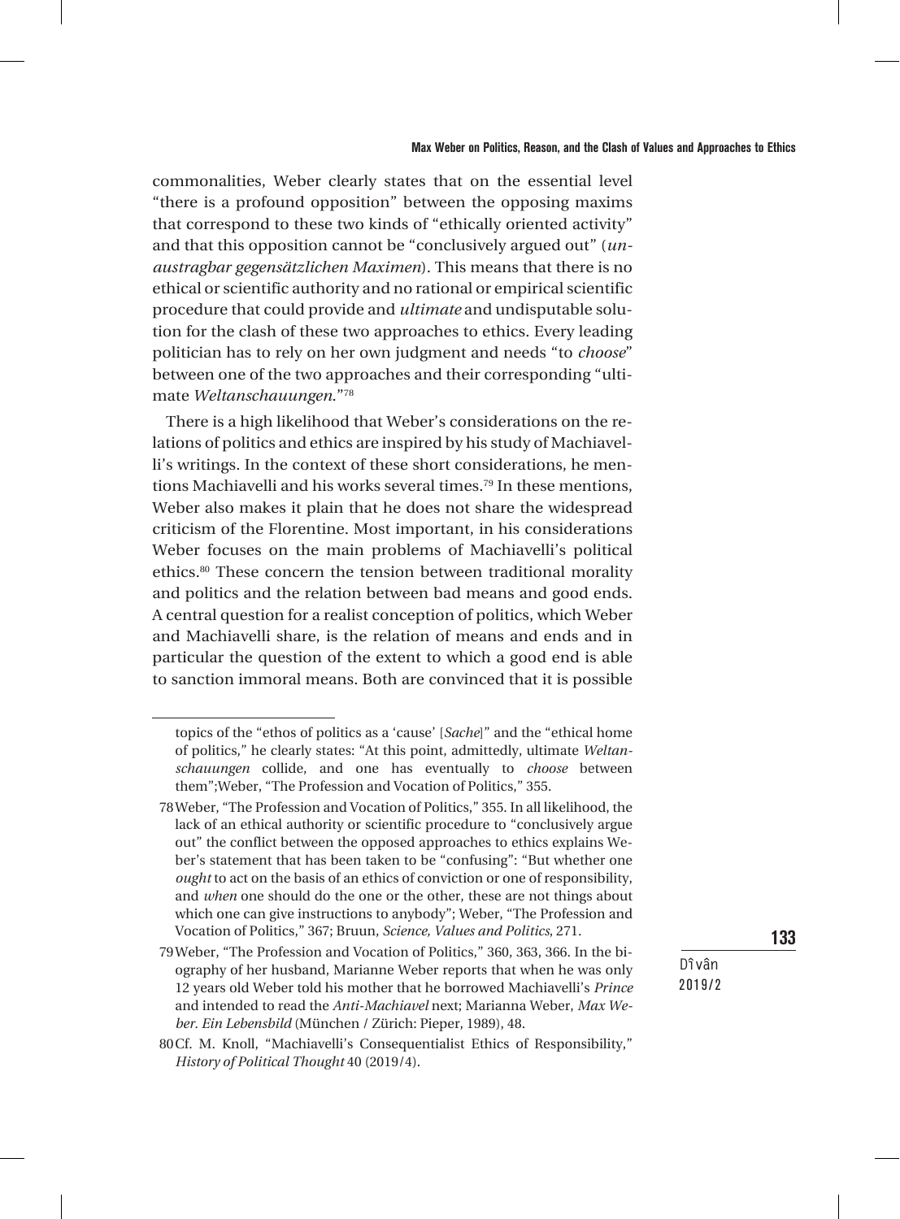commonalities, Weber clearly states that on the essential level "there is a profound opposition" between the opposing maxims that correspond to these two kinds of "ethically oriented activity" and that this opposition cannot be "conclusively argued out" (*unaustragbar gegensätzlichen Maximen*). This means that there is no ethical or scientific authority and no rational or empirical scientific procedure that could provide and *ultimate* and undisputable solution for the clash of these two approaches to ethics. Every leading politician has to rely on her own judgment and needs "to *choose*" between one of the two approaches and their corresponding "ultimate *Weltanschauungen*."[78]

There is a high likelihood that Weber's considerations on the relations of politics and ethics are inspired by his study of Machiavelli's writings. In the context of these short considerations, he mentions Machiavelli and his works several times.[79] In these mentions, Weber also makes it plain that he does not share the widespread criticism of the Florentine. Most important, in his considerations Weber focuses on the main problems of Machiavelli's political ethics.[80] These concern the tension between traditional morality and politics and the relation between bad means and good ends. A central question for a realist conception of politics, which Weber and Machiavelli share, is the relation of means and ends and in particular the question of the extent to which a good end is able to sanction immoral means. Both are convinced that it is possible

---

topics of the "ethos of politics as a 'cause' [*Sache*]" and the "ethical home of politics," he clearly states: "At this point, admittedly, ultimate *Weltanschauungen* collide, and one has eventually to *choose* between them";Weber, "The Profession and Vocation of Politics," 355.

78 Weber, "The Profession and Vocation of Politics," 355. In all likelihood, the lack of an ethical authority or scientific procedure to "conclusively argue out" the conflict between the opposed approaches to ethics explains Weber's statement that has been taken to be "confusing": "But whether one *ought* to act on the basis of an ethics of conviction or one of responsibility, and *when* one should do the one or the other, these are not things about which one can give instructions to anybody"; Weber, "The Profession and Vocation of Politics," 367; Bruun, *Science, Values and Politics*, 271.

79 Weber, "The Profession and Vocation of Politics," 360, 363, 366. In the biography of her husband, Marianne Weber reports that when he was only 12 years old Weber told his mother that he borrowed Machiavelli's *Prince* and intended to read the *Anti-Machiavel* next; Marianna Weber, *Max Weber. Ein Lebensbild* (München / Zürich: Pieper, 1989), 48.

80 Cf. M. Knoll, "Machiavelli's Consequentialist Ethics of Responsibility," *History of Political Thought* 40 (2019/4).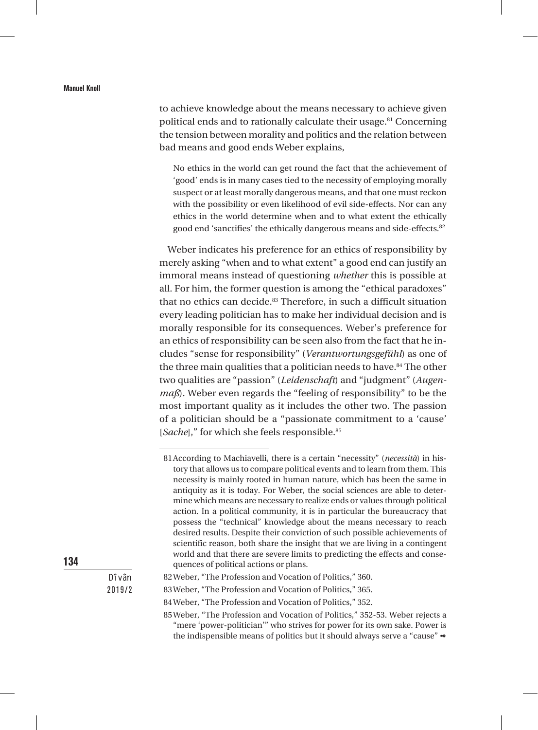to achieve knowledge about the means necessary to achieve given political ends and to rationally calculate their usage.[81] Concerning the tension between morality and politics and the relation between bad means and good ends Weber explains,

> No ethics in the world can get round the fact that the achievement of 'good' ends is in many cases tied to the necessity of employing morally suspect or at least morally dangerous means, and that one must reckon with the possibility or even likelihood of evil side-effects. Nor can any ethics in the world determine when and to what extent the ethically good end 'sanctifies' the ethically dangerous means and side-effects.[82]

Weber indicates his preference for an ethics of responsibility by merely asking "when and to what extent" a good end can justify an immoral means instead of questioning *whether* this is possible at all. For him, the former question is among the "ethical paradoxes" that no ethics can decide.[83] Therefore, in such a difficult situation every leading politician has to make her individual decision and is morally responsible for its consequences. Weber's preference for an ethics of responsibility can be seen also from the fact that he includes "sense for responsibility" (*Verantwortungsgefühl*) as one of the three main qualities that a politician needs to have.[84] The other two qualities are "passion" (*Leidenschaft*) and "judgment" (*Augenmaß*). Weber even regards the "feeling of responsibility" to be the most important quality as it includes the other two. The passion of a politician should be a "passionate commitment to a 'cause' [*Sache*]," for which she feels responsible.[85]

---

81 According to Machiavelli, there is a certain "necessity" (*necessità*) in history that allows us to compare political events and to learn from them. This necessity is mainly rooted in human nature, which has been the same in antiquity as it is today. For Weber, the social sciences are able to determine which means are necessary to realize ends or values through political action. In a political community, it is in particular the bureaucracy that possess the "technical" knowledge about the means necessary to reach desired results. Despite their conviction of such possible achievements of scientific reason, both share the insight that we are living in a contingent world and that there are severe limits to predicting the effects and consequences of political actions or plans.

82 Weber, "The Profession and Vocation of Politics," 360.

83 Weber, "The Profession and Vocation of Politics," 365.

84 Weber, "The Profession and Vocation of Politics," 352.

85 Weber, "The Profession and Vocation of Politics," 352-53. Weber rejects a "mere 'power-politician'" who strives for power for its own sake. Power is the indispensible means of politics but it should always serve a "cause" ➾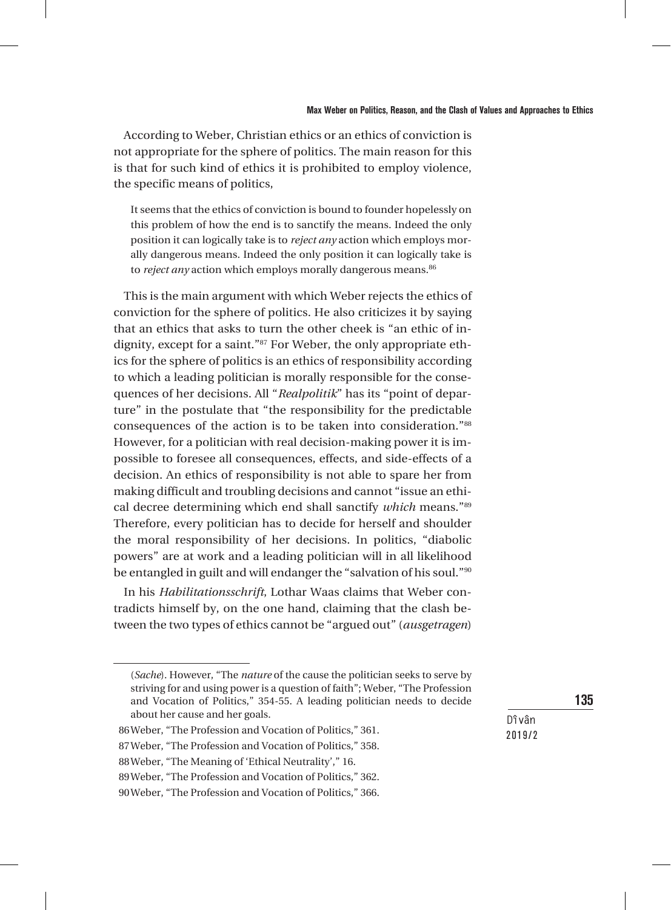According to Weber, Christian ethics or an ethics of conviction is not appropriate for the sphere of politics. The main reason for this is that for such kind of ethics it is prohibited to employ violence, the specific means of politics,

> It seems that the ethics of conviction is bound to founder hopelessly on this problem of how the end is to sanctify the means. Indeed the only position it can logically take is to *reject any* action which employs morally dangerous means. Indeed the only position it can logically take is to *reject any* action which employs morally dangerous means.[86]

This is the main argument with which Weber rejects the ethics of conviction for the sphere of politics. He also criticizes it by saying that an ethics that asks to turn the other cheek is "an ethic of indignity, except for a saint."[87] For Weber, the only appropriate ethics for the sphere of politics is an ethics of responsibility according to which a leading politician is morally responsible for the consequences of her decisions. All "*Realpolitik*" has its "point of departure" in the postulate that "the responsibility for the predictable consequences of the action is to be taken into consideration."[88] However, for a politician with real decision-making power it is impossible to foresee all consequences, effects, and side-effects of a decision. An ethics of responsibility is not able to spare her from making difficult and troubling decisions and cannot "issue an ethical decree determining which end shall sanctify *which* means."[89] Therefore, every politician has to decide for herself and shoulder the moral responsibility of her decisions. In politics, "diabolic powers" are at work and a leading politician will in all likelihood be entangled in guilt and will endanger the "salvation of his soul."[90]

In his *Habilitationsschrift*, Lothar Waas claims that Weber contradicts himself by, on the one hand, claiming that the clash between the two types of ethics cannot be "argued out" (*ausgetragen*)

---

(*Sache*). However, "The *nature* of the cause the politician seeks to serve by striving for and using power is a question of faith"; Weber, "The Profession and Vocation of Politics," 354-55. A leading politician needs to decide about her cause and her goals.

86 Weber, "The Profession and Vocation of Politics," 361.

87 Weber, "The Profession and Vocation of Politics," 358.

88 Weber, "The Meaning of 'Ethical Neutrality'," 16.

89 Weber, "The Profession and Vocation of Politics," 362.

90 Weber, "The Profession and Vocation of Politics," 366.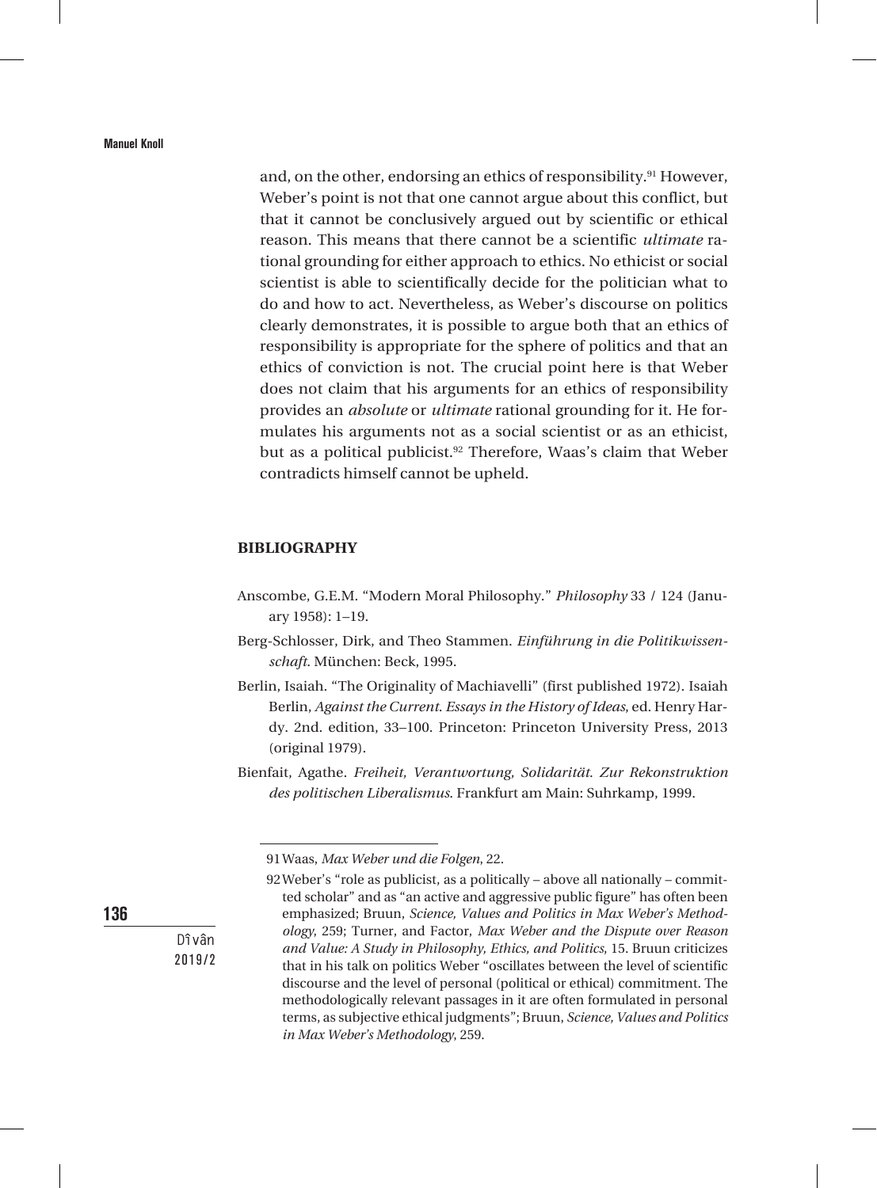and, on the other, endorsing an ethics of responsibility.[91] However, Weber's point is not that one cannot argue about this conflict, but that it cannot be conclusively argued out by scientific or ethical reason. This means that there cannot be a scientific *ultimate* rational grounding for either approach to ethics. No ethicist or social scientist is able to scientifically decide for the politician what to do and how to act. Nevertheless, as Weber's discourse on politics clearly demonstrates, it is possible to argue both that an ethics of responsibility is appropriate for the sphere of politics and that an ethics of conviction is not. The crucial point here is that Weber does not claim that his arguments for an ethics of responsibility provides an *absolute* or *ultimate* rational grounding for it. He formulates his arguments not as a social scientist or as an ethicist, but as a political publicist.[92] Therefore, Waas's claim that Weber contradicts himself cannot be upheld.

## BIBLIOGRAPHY

Anscombe, G.E.M. "Modern Moral Philosophy." *Philosophy* 33 / 124 (January 1958): 1–19.

Berg-Schlosser, Dirk, and Theo Stammen. *Einführung in die Politikwissenschaft*. München: Beck, 1995.

Berlin, Isaiah. "The Originality of Machiavelli" (first published 1972). Isaiah Berlin, *Against the Current. Essays in the History of Ideas*, ed. Henry Hardy. 2nd. edition, 33–100. Princeton: Princeton University Press, 2013 (original 1979).

Bienfait, Agathe. *Freiheit, Verantwortung, Solidarität. Zur Rekonstruktion des politischen Liberalismus*. Frankfurt am Main: Suhrkamp, 1999.

---

91 Waas, *Max Weber und die Folgen*, 22.

92 Weber's "role as publicist, as a politically – above all nationally – committed scholar" and as "an active and aggressive public figure" has often been emphasized; Bruun, *Science, Values and Politics in Max Weber's Methodology*, 259; Turner, and Factor, *Max Weber and the Dispute over Reason and Value: A Study in Philosophy, Ethics, and Politics*, 15. Bruun criticizes that in his talk on politics Weber "oscillates between the level of scientific discourse and the level of personal (political or ethical) commitment. The methodologically relevant passages in it are often formulated in personal terms, as subjective ethical judgments"; Bruun, *Science, Values and Politics in Max Weber's Methodology*, 259.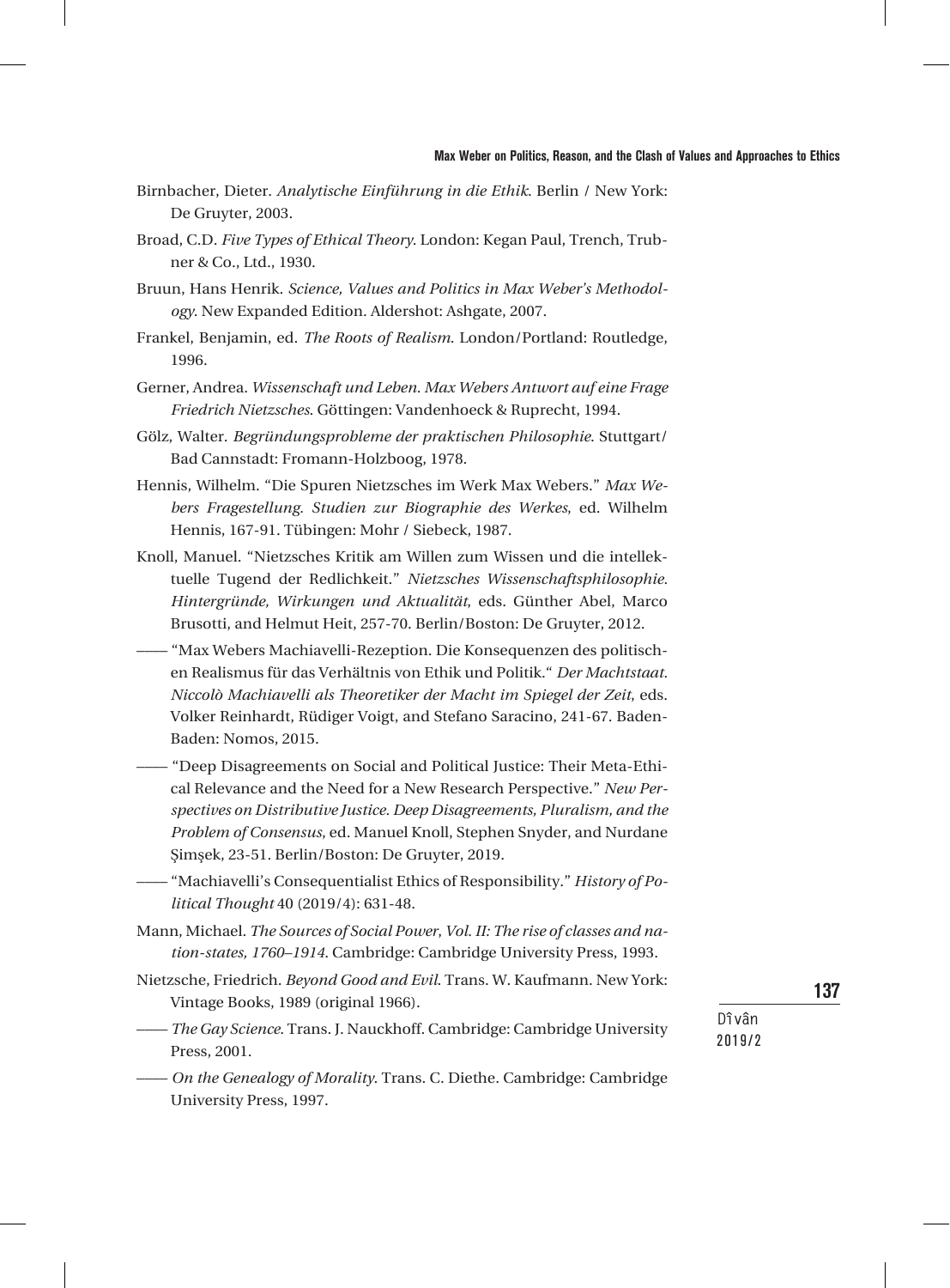Birnbacher, Dieter. *Analytische Einführung in die Ethik*. Berlin / New York: De Gruyter, 2003.

Broad, C.D. *Five Types of Ethical Theory*. London: Kegan Paul, Trench, Trubner & Co., Ltd., 1930.

Bruun, Hans Henrik. *Science, Values and Politics in Max Weber's Methodology*. New Expanded Edition. Aldershot: Ashgate, 2007.

Frankel, Benjamin, ed. *The Roots of Realism*. London/Portland: Routledge, 1996.

Gerner, Andrea. *Wissenschaft und Leben. Max Webers Antwort auf eine Frage Friedrich Nietzsches*. Göttingen: Vandenhoeck & Ruprecht, 1994.

Gölz, Walter. *Begründungsprobleme der praktischen Philosophie*. Stuttgart/ Bad Cannstadt: Fromann-Holzboog, 1978.

Hennis, Wilhelm. "Die Spuren Nietzsches im Werk Max Webers." *Max Webers Fragestellung. Studien zur Biographie des Werkes*, ed. Wilhelm Hennis, 167-91. Tübingen: Mohr / Siebeck, 1987.

Knoll, Manuel. "Nietzsches Kritik am Willen zum Wissen und die intellektuelle Tugend der Redlichkeit." *Nietzsches Wissenschaftsphilosophie. Hintergründe, Wirkungen und Aktualität*, eds. Günther Abel, Marco Brusotti, and Helmut Heit, 257-70. Berlin/Boston: De Gruyter, 2012.

—— "Max Webers Machiavelli-Rezeption. Die Konsequenzen des politischen Realismus für das Verhältnis von Ethik und Politik." *Der Machtstaat. Niccolò Machiavelli als Theoretiker der Macht im Spiegel der Zeit*, eds. Volker Reinhardt, Rüdiger Voigt, and Stefano Saracino, 241-67. Baden-Baden: Nomos, 2015.

—— "Deep Disagreements on Social and Political Justice: Their Meta-Ethical Relevance and the Need for a New Research Perspective." *New Perspectives on Distributive Justice. Deep Disagreements, Pluralism, and the Problem of Consensus*, ed. Manuel Knoll, Stephen Snyder, and Nurdane Şimşek, 23-51. Berlin/Boston: De Gruyter, 2019.

—— "Machiavelli's Consequentialist Ethics of Responsibility." *History of Political Thought* 40 (2019/4): 631-48.

Mann, Michael. *The Sources of Social Power, Vol. II: The rise of classes and nation-states, 1760–1914*. Cambridge: Cambridge University Press, 1993.

Nietzsche, Friedrich. *Beyond Good and Evil*. Trans. W. Kaufmann. New York: Vintage Books, 1989 (original 1966).

—— *The Gay Science*. Trans. J. Nauckhoff. Cambridge: Cambridge University Press, 2001.

—— *On the Genealogy of Morality*. Trans. C. Diethe. Cambridge: Cambridge University Press, 1997.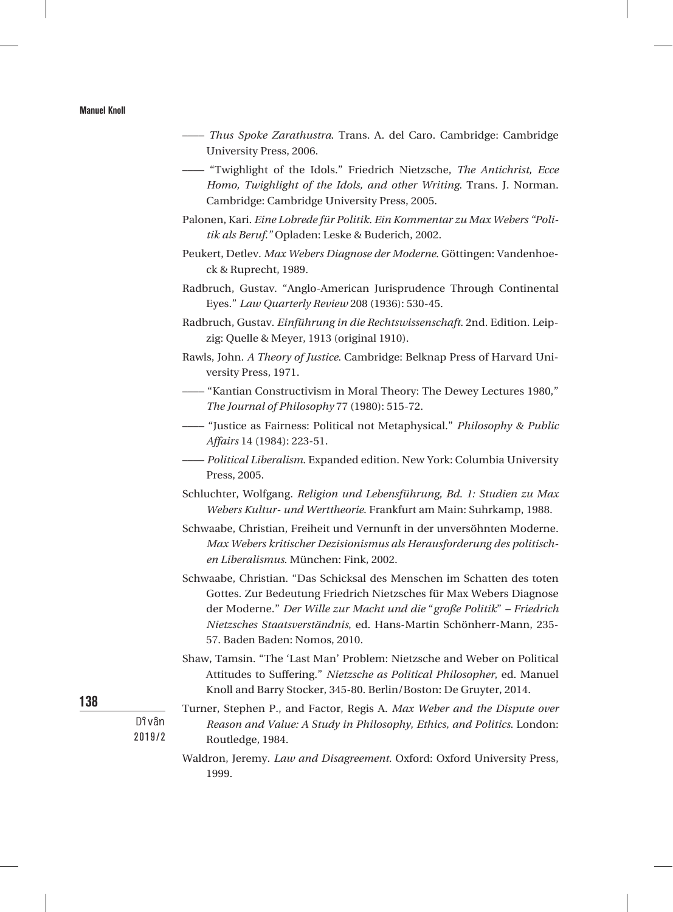—— *Thus Spoke Zarathustra*. Trans. A. del Caro. Cambridge: Cambridge University Press, 2006.

—— "Twighlight of the Idols." Friedrich Nietzsche, *The Antichrist, Ecce Homo, Twighlight of the Idols, and other Writing*. Trans. J. Norman. Cambridge: Cambridge University Press, 2005.

Palonen, Kari. *Eine Lobrede für Politik. Ein Kommentar zu Max Webers "Politik als Beruf."* Opladen: Leske & Buderich, 2002.

Peukert, Detlev. *Max Webers Diagnose der Moderne*. Göttingen: Vandenhoeck & Ruprecht, 1989.

Radbruch, Gustav. "Anglo-American Jurisprudence Through Continental Eyes." *Law Quarterly Review* 208 (1936): 530-45.

Radbruch, Gustav. *Einführung in die Rechtswissenschaft*. 2nd. Edition. Leipzig: Quelle & Meyer, 1913 (original 1910).

Rawls, John. *A Theory of Justice*. Cambridge: Belknap Press of Harvard University Press, 1971.

—— "Kantian Constructivism in Moral Theory: The Dewey Lectures 1980," *The Journal of Philosophy* 77 (1980): 515-72.

—— "Justice as Fairness: Political not Metaphysical." *Philosophy & Public Affairs* 14 (1984): 223-51.

—— *Political Liberalism*. Expanded edition. New York: Columbia University Press, 2005.

Schluchter, Wolfgang. *Religion und Lebensführung, Bd. 1: Studien zu Max Webers Kultur- und Werttheorie*. Frankfurt am Main: Suhrkamp, 1988.

Schwaabe, Christian, Freiheit und Vernunft in der unversöhnten Moderne. *Max Webers kritischer Dezisionismus als Herausforderung des politischen Liberalismus*. München: Fink, 2002.

Schwaabe, Christian. "Das Schicksal des Menschen im Schatten des toten Gottes. Zur Bedeutung Friedrich Nietzsches für Max Webers Diagnose der Moderne." *Der Wille zur Macht und die "große Politik" – Friedrich Nietzsches Staatsverständnis*, ed. Hans-Martin Schönherr-Mann, 235-57. Baden Baden: Nomos, 2010.

Shaw, Tamsin. "The 'Last Man' Problem: Nietzsche and Weber on Political Attitudes to Suffering." *Nietzsche as Political Philosopher*, ed. Manuel Knoll and Barry Stocker, 345-80. Berlin/Boston: De Gruyter, 2014.

Turner, Stephen P., and Factor, Regis A. *Max Weber and the Dispute over Reason and Value: A Study in Philosophy, Ethics, and Politics*. London: Routledge, 1984.

Waldron, Jeremy. *Law and Disagreement*. Oxford: Oxford University Press, 1999.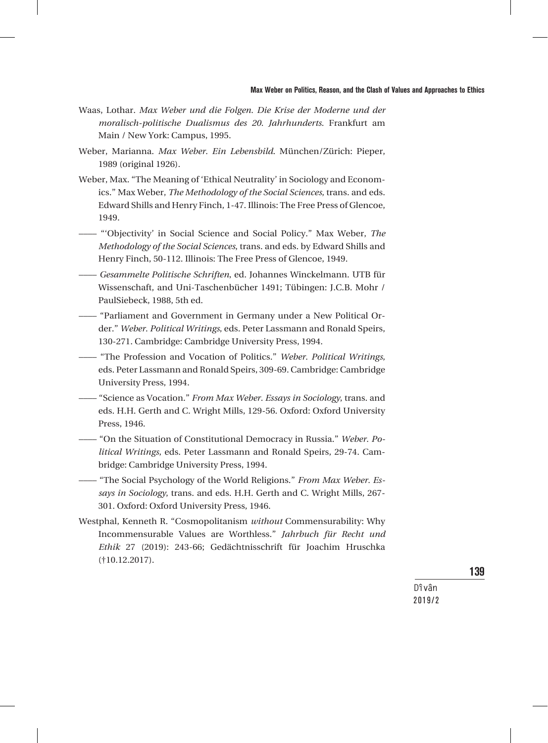Waas, Lothar. *Max Weber und die Folgen. Die Krise der Moderne und der moralisch-politische Dualismus des 20. Jahrhunderts.* Frankfurt am Main / New York: Campus, 1995.

Weber, Marianna. *Max Weber. Ein Lebensbild.* München/Zürich: Pieper, 1989 (original 1926).

Weber, Max. "The Meaning of 'Ethical Neutrality' in Sociology and Economics." Max Weber, *The Methodology of the Social Sciences*, trans. and eds. Edward Shills and Henry Finch, 1-47. Illinois: The Free Press of Glencoe, 1949.

—— "'Objectivity' in Social Science and Social Policy." Max Weber, *The Methodology of the Social Sciences*, trans. and eds. by Edward Shills and Henry Finch, 50-112. Illinois: The Free Press of Glencoe, 1949.

—— *Gesammelte Politische Schriften*, ed. Johannes Winckelmann. UTB für Wissenschaft, and Uni-Taschenbücher 1491; Tübingen: J.C.B. Mohr / PaulSiebeck, 1988, 5th ed.

—— "Parliament and Government in Germany under a New Political Order." *Weber. Political Writings*, eds. Peter Lassmann and Ronald Speirs, 130-271. Cambridge: Cambridge University Press, 1994.

—— "The Profession and Vocation of Politics." *Weber. Political Writings*, eds. Peter Lassmann and Ronald Speirs, 309-69. Cambridge: Cambridge University Press, 1994.

—— "Science as Vocation." *From Max Weber. Essays in Sociology*, trans. and eds. H.H. Gerth and C. Wright Mills, 129-56. Oxford: Oxford University Press, 1946.

—— "On the Situation of Constitutional Democracy in Russia." *Weber. Political Writings*, eds. Peter Lassmann and Ronald Speirs, 29-74. Cambridge: Cambridge University Press, 1994.

—— "The Social Psychology of the World Religions." *From Max Weber. Essays in Sociology*, trans. and eds. H.H. Gerth and C. Wright Mills, 267-301. Oxford: Oxford University Press, 1946.

Westphal, Kenneth R. "Cosmopolitanism *without* Commensurability: Why Incommensurable Values are Worthless." *Jahrbuch für Recht und Ethik* 27 (2019): 243-66; Gedächtnisschrift für Joachim Hruschka (†10.12.2017).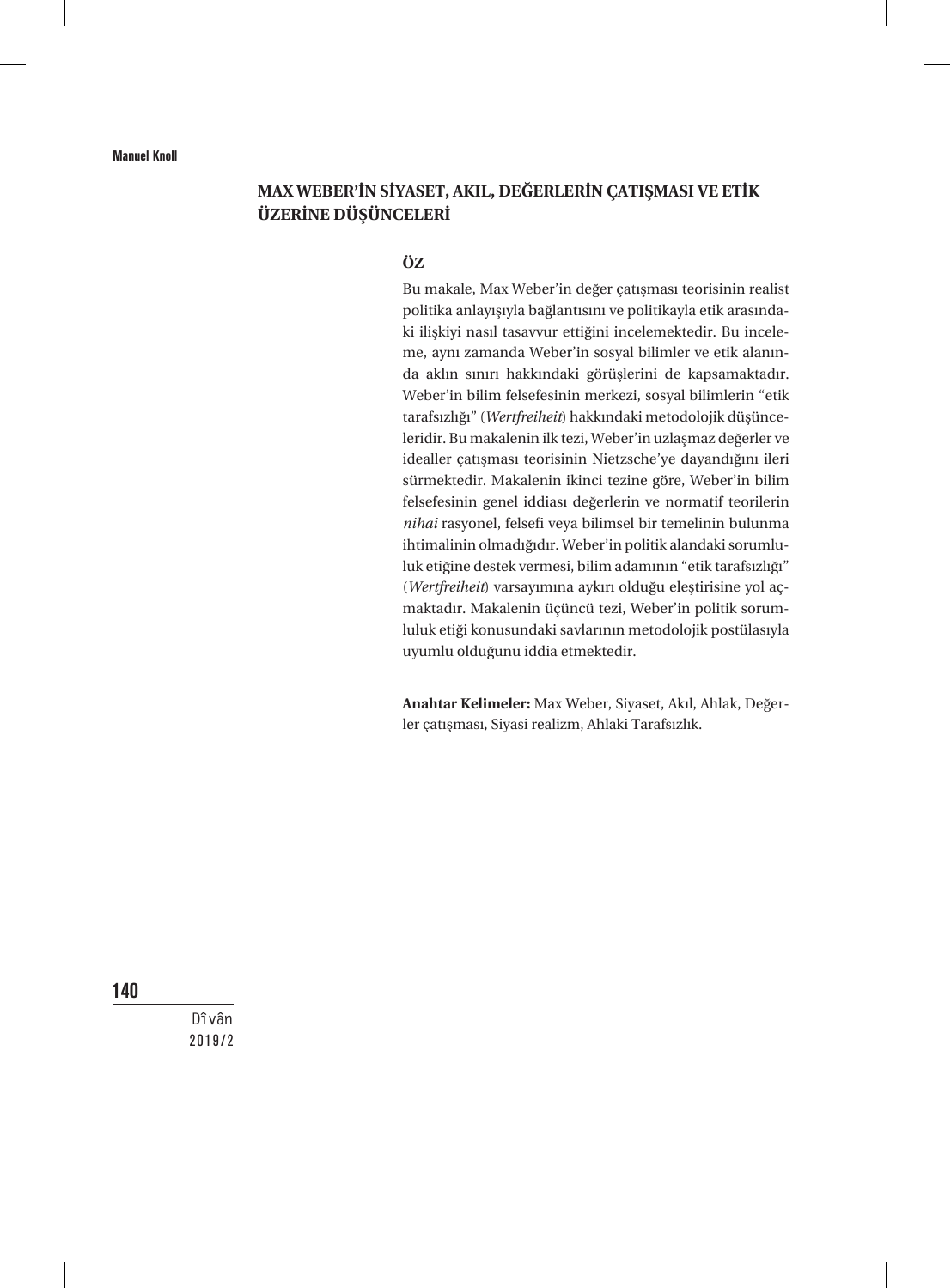## MAX WEBER'İN SİYASET, AKIL, DEĞERLERİN ÇATIŞMASI VE ETİK ÜZERİNE DÜŞÜNCELERİ

### ÖZ

Bu makale, Max Weber'in değer çatışması teorisinin realist politika anlayışıyla bağlantısını ve politikayla etik arasındaki ilişkiyi nasıl tasavvur ettiğini incelemektedir. Bu inceleme, aynı zamanda Weber'in sosyal bilimler ve etik alanında aklın sınırı hakkındaki görüşlerini de kapsamaktadır. Weber'in bilim felsefesinin merkezi, sosyal bilimlerin "etik tarafsızlığı" (*Wertfreiheit*) hakkındaki metodolojik düşünceleridir. Bu makalenin ilk tezi, Weber'in uzlaşmaz değerler ve idealler çatışması teorisinin Nietzsche'ye dayandığını ileri sürmektedir. Makalenin ikinci tezine göre, Weber'in bilim felsefesinin genel iddiası değerlerin ve normatif teorilerin *nihai* rasyonel, felsefi veya bilimsel bir temelinin bulunma ihtimalinin olmadığıdır. Weber'in politik alandaki sorumluluk etiğine destek vermesi, bilim adamının "etik tarafsızlığı" (*Wertfreiheit*) varsayımına aykırı olduğu eleştirisine yol açmaktadır. Makalenin üçüncü tezi, Weber'in politik sorumluluk etiği konusundaki savlarının metodolojik postülasıyla uyumlu olduğunu iddia etmektedir.

**Anahtar Kelimeler:** Max Weber, Siyaset, Akıl, Ahlak, Değerler çatışması, Siyasi realizm, Ahlaki Tarafsızlık.